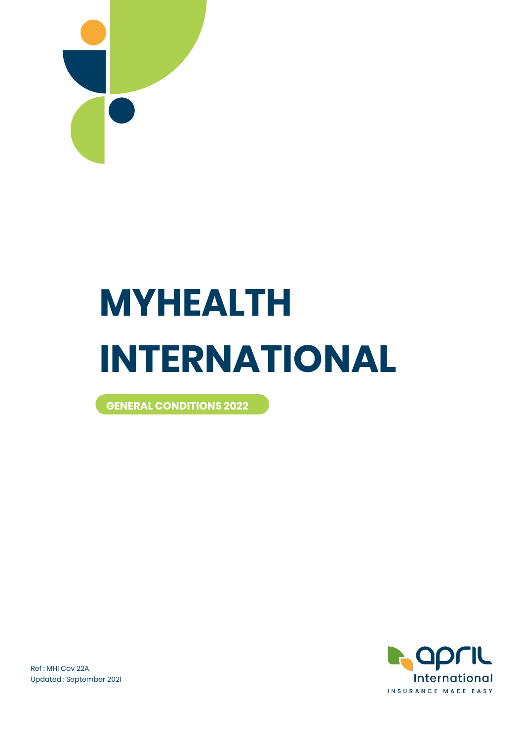# MYHEALTH INTERNATIONAL

**GENERAL CONDITIONS 2022**

Ref : MHI Cov 22A
Updated : September 2021

april International
INSURANCE MADE EASY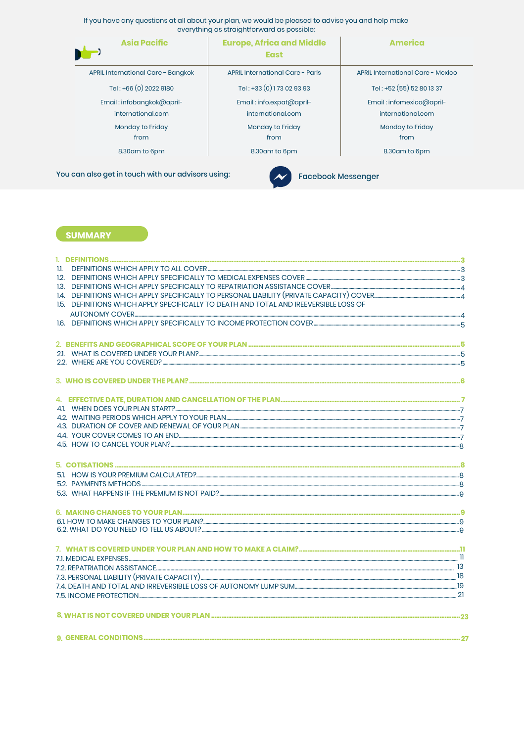If you have any questions at all about your plan, we would be pleased to advise you and help make everything as straightforward as possible:

| Asia Pacific | Europe, Africa and Middle East | America |
|---|---|---|
| APRIL International Care - Bangkok | APRIL International Care - Paris | APRIL International Care - Mexico |
| Tel : +66 (0) 2022 9180 | Tel : +33 (0) 1 73 02 93 93 | Tel : +52 (55) 52 80 13 37 |
| Email : infobangkok@april-international.com | Email : info.expat@april-international.com | Email : infomexico@april-international.com |
| Monday to Friday from 8.30am to 6pm | Monday to Friday from 8.30am to 6pm | Monday to Friday from 8.30am to 6pm |

You can also get in touch with our advisors using: Facebook Messenger

## SUMMARY

1. **DEFINITIONS** ..... 3
   - 1.1. DEFINITIONS WHICH APPLY TO ALL COVER ..... 3
   - 1.2. DEFINITIONS WHICH APPLY SPECIFICALLY TO MEDICAL EXPENSES COVER ..... 3
   - 1.3. DEFINITIONS WHICH APPLY SPECIFICALLY TO REPATRIATION ASSISTANCE COVER ..... 4
   - 1.4. DEFINITIONS WHICH APPLY SPECIFICALLY TO PERSONAL LIABILITY (PRIVATE CAPACITY) COVER ..... 4
   - 1.5. DEFINITIONS WHICH APPLY SPECIFICALLY TO DEATH AND TOTAL AND IREEVERSIBLE LOSS OF AUTONOMY COVER ..... 4
   - 1.6. DEFINITIONS WHICH APPLY SPECIFICALLY TO INCOME PROTECTION COVER ..... 5

2. **BENEFITS AND GEOGRAPHICAL SCOPE OF YOUR PLAN** ..... 5
   - 2.1. WHAT IS COVERED UNDER YOUR PLAN? ..... 5
   - 2.2. WHERE ARE YOU COVERED? ..... 5

3. **WHO IS COVERED UNDER THE PLAN?** ..... 6

4. **EFFECTIVE DATE, DURATION AND CANCELLATION OF THE PLAN** ..... 7
   - 4.1. WHEN DOES YOUR PLAN START? ..... 7
   - 4.2. WAITING PERIODS WHICH APPLY TO YOUR PLAN ..... 7
   - 4.3. DURATION OF COVER AND RENEWAL OF YOUR PLAN ..... 7
   - 4.4. YOUR COVER COMES TO AN END ..... 7
   - 4.5. HOW TO CANCEL YOUR PLAN? ..... 8

5. **COTISATIONS** ..... 8
   - 5.1. HOW IS YOUR PREMIUM CALCULATED? ..... 8
   - 5.2. PAYMENTS METHODS ..... 8
   - 5.3. WHAT HAPPENS IF THE PREMIUM IS NOT PAID? ..... 9

6. **MAKING CHANGES TO YOUR PLAN** ..... 9
   - 6.1. HOW TO MAKE CHANGES TO YOUR PLAN? ..... 9
   - 6.2. WHAT DO YOU NEED TO TELL US ABOUT? ..... 9

7. **WHAT IS COVERED UNDER YOUR PLAN AND HOW TO MAKE A CLAIM?** ..... 11
   - 7.1. MEDICAL EXPENSES ..... 11
   - 7.2. REPATRIATION ASSISTANCE ..... 13
   - 7.3. PERSONAL LIABILITY (PRIVATE CAPACITY) ..... 18
   - 7.4. DEATH AND TOTAL AND IRREVERSIBLE LOSS OF AUTONOMY LUMP SUM ..... 19
   - 7.5. INCOME PROTECTION ..... 21

8. **WHAT IS NOT COVERED UNDER YOUR PLAN** ..... 23

9. **GENERAL CONDITIONS** ..... 27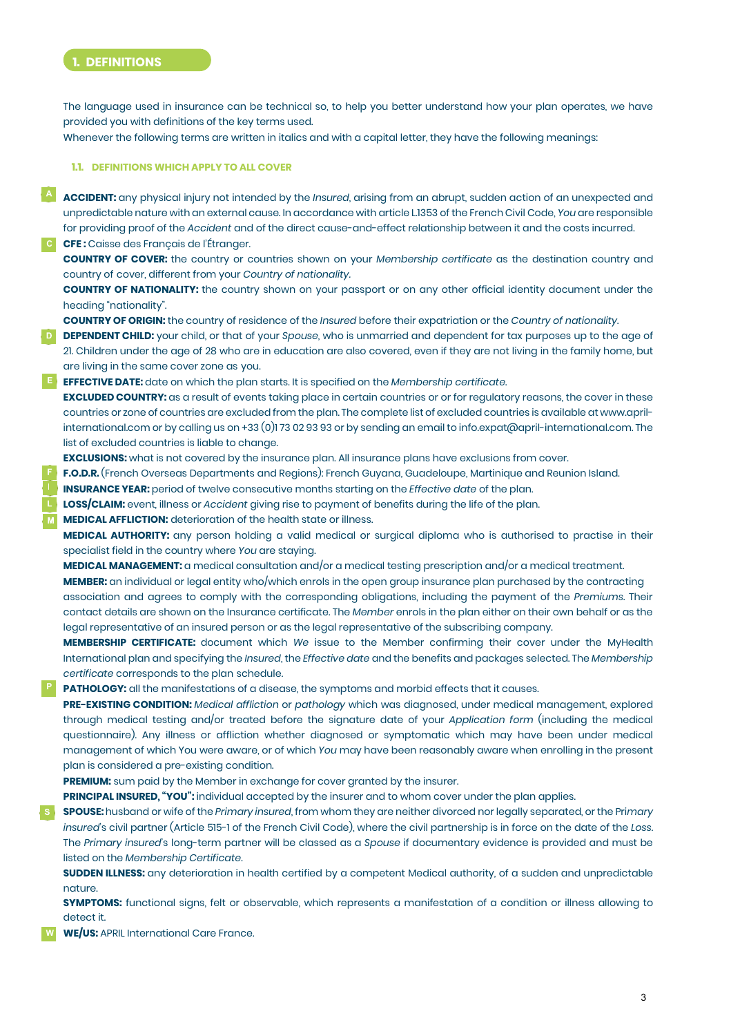## 1. DEFINITIONS

The language used in insurance can be technical so, to help you better understand how your plan operates, we have provided you with definitions of the key terms used.

Whenever the following terms are written in italics and with a capital letter, they have the following meanings:

### 1.1. DEFINITIONS WHICH APPLY TO ALL COVER

A

**ACCIDENT:** any physical injury not intended by the *Insured*, arising from an abrupt, sudden action of an unexpected and unpredictable nature with an external cause. In accordance with article L.1353 of the French Civil Code, *You* are responsible for providing proof of the *Accident* and of the direct cause-and-effect relationship between it and the costs incurred.

C

**CFE :** Caisse des Français de l'Étranger.

**COUNTRY OF COVER:** the country or countries shown on your *Membership certificate* as the destination country and country of cover, different from your *Country of nationality*.

**COUNTRY OF NATIONALITY:** the country shown on your passport or on any other official identity document under the heading "nationality".

**COUNTRY OF ORIGIN:** the country of residence of the *Insured* before their expatriation or the *Country of nationality*.

D

**DEPENDENT CHILD:** your child, or that of your *Spouse*, who is unmarried and dependent for tax purposes up to the age of 21. Children under the age of 28 who are in education are also covered, even if they are not living in the family home, but are living in the same cover zone as you.

E

**EFFECTIVE DATE:** date on which the plan starts. It is specified on the *Membership certificate*.

**EXCLUDED COUNTRY:** as a result of events taking place in certain countries or or for regulatory reasons, the cover in these countries or zone of countries are excluded from the plan. The complete list of excluded countries is available at www.april-international.com or by calling us on +33 (0)1 73 02 93 93 or by sending an email to info.expat@april-international.com. The list of excluded countries is liable to change.

**EXCLUSIONS:** what is not covered by the insurance plan. All insurance plans have exclusions from cover.

F

**F.O.D.R.** (French Overseas Departments and Regions): French Guyana, Guadeloupe, Martinique and Reunion Island.

I

**INSURANCE YEAR:** period of twelve consecutive months starting on the *Effective date* of the plan.

L

**LOSS/CLAIM:** event, illness or *Accident* giving rise to payment of benefits during the life of the plan.

M

**MEDICAL AFFLICTION:** deterioration of the health state or illness.

**MEDICAL AUTHORITY:** any person holding a valid medical or surgical diploma who is authorised to practise in their specialist field in the country where *You* are staying.

**MEDICAL MANAGEMENT:** a medical consultation and/or a medical testing prescription and/or a medical treatment.

**MEMBER:** an individual or legal entity who/which enrols in the open group insurance plan purchased by the contracting association and agrees to comply with the corresponding obligations, including the payment of the *Premiums*. Their contact details are shown on the Insurance certificate. The *Member* enrols in the plan either on their own behalf or as the legal representative of an insured person or as the legal representative of the subscribing company.

**MEMBERSHIP CERTIFICATE:** document which *We* issue to the Member confirming their cover under the MyHealth International plan and specifying the *Insured*, the *Effective date* and the benefits and packages selected. The *Membership certificate* corresponds to the plan schedule.

P

**PATHOLOGY:** all the manifestations of a disease, the symptoms and morbid effects that it causes.

**PRE-EXISTING CONDITION:** *Medical affliction* or *pathology* which was diagnosed, under medical management, explored through medical testing and/or treated before the signature date of your *Application form* (including the medical questionnaire). Any illness or affliction whether diagnosed or symptomatic which may have been under medical management of which You were aware, or of which *You* may have been reasonably aware when enrolling in the present plan is considered a pre-existing condition.

**PREMIUM:** sum paid by the Member in exchange for cover granted by the insurer.

**PRINCIPAL INSURED, "YOU":** individual accepted by the insurer and to whom cover under the plan applies.

S

**SPOUSE:** husband or wife of the *Primary insured*, from whom they are neither divorced nor legally separated, or the *Primary insured*'s civil partner (Article 515-1 of the French Civil Code), where the civil partnership is in force on the date of the *Loss*. The *Primary insured*'s long-term partner will be classed as a *Spouse* if documentary evidence is provided and must be listed on the *Membership Certificate*.

**SUDDEN ILLNESS:** any deterioration in health certified by a competent Medical authority, of a sudden and unpredictable nature.

**SYMPTOMS:** functional signs, felt or observable, which represents a manifestation of a condition or illness allowing to detect it.

W

**WE/US:** APRIL International Care France.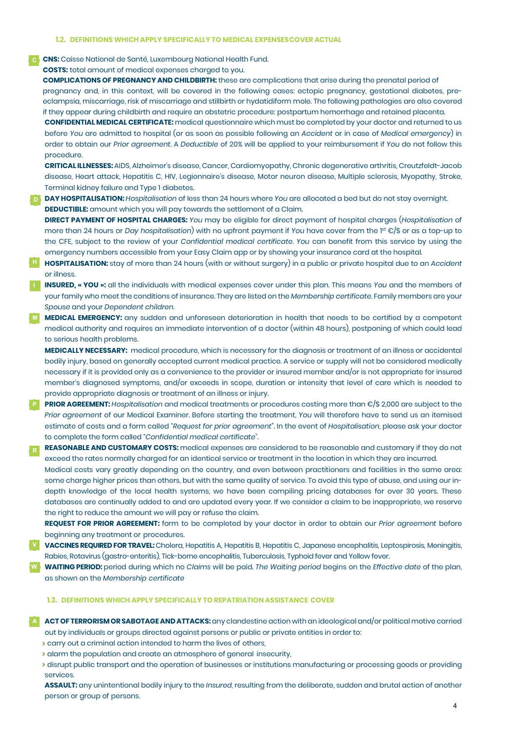### 1.2. DEFINITIONS WHICH APPLY SPECIFICALLY TO MEDICAL EXPENSESCOVER ACTUAL

C

**CNS:** Caisse National de Santé, Luxembourg National Health Fund.

**COSTS:** total amount of medical expenses charged to you.

**COMPLICATIONS OF PREGNANCY AND CHILDBIRTH:** these are complications that arise during the prenatal period of pregnancy and, in this context, will be covered in the following cases: ectopic pregnancy, gestational diabetes, pre-eclampsia, miscarriage, risk of miscarriage and stillbirth or hydatidiform mole. The following pathologies are also covered if they appear during childbirth and require an obstetric procedure: postpartum hemorrhage and retained placenta.

**CONFIDENTIAL MEDICAL CERTIFICATE:** medical questionnaire which must be completed by your doctor and returned to us before *You* are admitted to hospital (or as soon as possible following an *Accident* or in case of *Medical emergency*) in order to obtain our *Prior agreement*. A *Deductible* of 20% will be applied to your reimbursement if *You* do not follow this procedure.

**CRITICAL ILLNESSES:** AIDS, Alzheimer's disease, Cancer, Cardiomyopathy, Chronic degenerative arthritis, Creutzfeldt-Jacob disease, Heart attack, Hepatitis C, HIV, Legionnaire's disease, Motor neuron disease, Multiple sclerosis, Myopathy, Stroke, Terminal kidney failure and Type 1 diabetes.

D

**DAY HOSPITALISATION:** *Hospitalisation* of less than 24 hours where *You* are allocated a bed but do not stay overnight.

**DEDUCTIBLE:** amount which you will pay towards the settlement of a Claim.

**DIRECT PAYMENT OF HOSPITAL CHARGES:** *You* may be eligible for direct payment of hospital charges (*Hospitalisation* of more than 24 hours or *Day hospitalisation*) with no upfront payment if *You* have cover from the 1st €/$ or as a top-up to the CFE, subject to the review of your *Confidential medical certificate*. *You* can benefit from this service by using the emergency numbers accessible from your Easy Claim app or by showing your insurance card at the hospital.

H

**HOSPITALISATION:** stay of more than 24 hours (with or without surgery) in a public or private hospital due to an *Accident* or illness.

I

**INSURED, « YOU »:** all the individuals with medical expenses cover under this plan. This means *You* and the members of your family who meet the conditions of insurance. They are listed on the *Membership certificate*. Family members are your *Spouse* and your *Dependent children*.

M

**MEDICAL EMERGENCY:** any sudden and unforeseen deterioration in health that needs to be certified by a competent medical authority and requires an immediate intervention of a doctor (within 48 hours), postponing of which could lead to serious health problems.

**MEDICALLY NECESSARY:** medical procedure, which is necessary for the diagnosis or treatment of an illness or accidental bodily injury, based on generally accepted current medical practice. A service or supply will not be considered medically necessary if it is provided only as a convenience to the provider or insured member and/or is not appropriate for insured member's diagnosed symptoms, and/or exceeds in scope, duration or intensity that level of care which is needed to provide appropriate diagnosis or treatment of an illness or injury.

P

**PRIOR AGREEMENT:** *Hospitalisation* and medical treatments or procedures costing more than €/$ 2,000 are subject to the *Prior agreement* of our Medical Examiner. Before starting the treatment, *You* will therefore have to send us an itemised estimate of costs and a form called "*Request for prior agreement*". In the event of *Hospitalisation*, please ask your doctor to complete the form called "*Confidential medical certificate*".

R

**REASONABLE AND CUSTOMARY COSTS:** medical expenses are considered to be reasonable and customary if they do not exceed the rates normally charged for an identical service or treatment in the location in which they are incurred.

Medical costs vary greatly depending on the country, and even between practitioners and facilities in the same area: some charge higher prices than others, but with the same quality of service. To avoid this type of abuse, and using our in-depth knowledge of the local health systems, we have been compiling pricing databases for over 30 years. These databases are continually added to and are updated every year. If we consider a claim to be inappropriate, we reserve the right to reduce the amount we will pay or refuse the claim.

**REQUEST FOR PRIOR AGREEMENT:** form to be completed by your doctor in order to obtain our *Prior agreement* before beginning any treatment or procedures.

V

**VACCINES REQUIRED FOR TRAVEL:** Cholera, Hepatitis A, Hepatitis B, Hepatitis C, Japanese encephalitis, Leptospirosis, Meningitis, Rabies, Rotavirus (gastro-enteritis), Tick-borne encephalitis, Tuberculosis, Typhoid fever and Yellow fever.

W

**WAITING PERIOD:** period during which no *Claims* will be paid. *The Waiting period* begins on the *Effective date* of the plan, as shown on the *Membership certificate*

### 1.3. DEFINITIONS WHICH APPLY SPECIFICALLY TO REPATRIATION ASSISTANCE COVER

A

**ACT OF TERRORISM OR SABOTAGE AND ATTACKS:** any clandestine action with an ideological and/or political motive carried out by individuals or groups directed against persons or public or private entities in order to:

- carry out a criminal action intended to harm the lives of others,
- alarm the population and create an atmosphere of general insecurity,
- disrupt public transport and the operation of businesses or institutions manufacturing or processing goods or providing services.

**ASSAULT:** any unintentional bodily injury to the *Insured*, resulting from the deliberate, sudden and brutal action of another person or group of persons.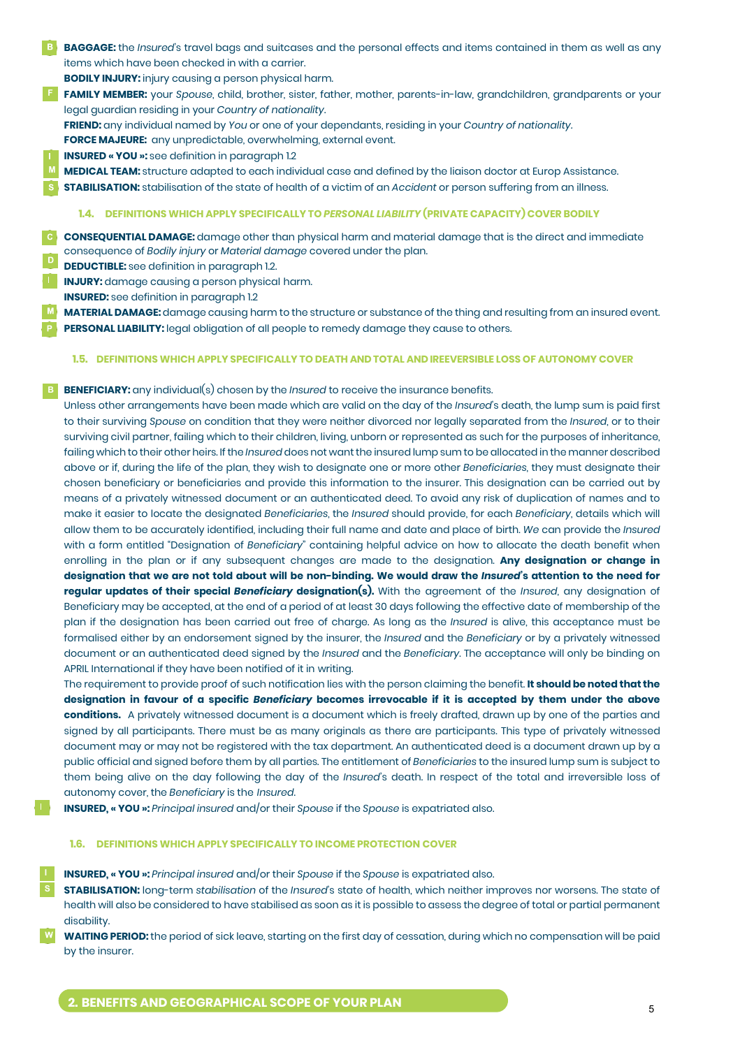**BAGGAGE:** the *Insured*'s travel bags and suitcases and the personal effects and items contained in them as well as any items which have been checked in with a carrier.

**BODILY INJURY:** injury causing a person physical harm.

**FAMILY MEMBER:** your *Spouse*, child, brother, sister, father, mother, parents-in-law, grandchildren, grandparents or your legal guardian residing in your *Country of nationality*.

**FRIEND:** any individual named by *You* or one of your dependants, residing in your *Country of nationality*.

**FORCE MAJEURE:** any unpredictable, overwhelming, external event.

**INSURED « YOU »:** see definition in paragraph 1.2

**MEDICAL TEAM:** structure adapted to each individual case and defined by the liaison doctor at Europ Assistance.

**STABILISATION:** stabilisation of the state of health of a victim of an *Accident* or person suffering from an illness.

### 1.4. DEFINITIONS WHICH APPLY SPECIFICALLY TO *PERSONAL LIABILITY* (PRIVATE CAPACITY) COVER BODILY

**CONSEQUENTIAL DAMAGE:** damage other than physical harm and material damage that is the direct and immediate consequence of *Bodily injury* or *Material damage* covered under the plan.

**DEDUCTIBLE:** see definition in paragraph 1.2.

**INJURY:** damage causing a person physical harm.

**INSURED:** see definition in paragraph 1.2

**MATERIAL DAMAGE:** damage causing harm to the structure or substance of the thing and resulting from an insured event.

**PERSONAL LIABILITY:** legal obligation of all people to remedy damage they cause to others.

### 1.5. DEFINITIONS WHICH APPLY SPECIFICALLY TO DEATH AND TOTAL AND IREEVERSIBLE LOSS OF AUTONOMY COVER

**BENEFICIARY:** any individual(s) chosen by the *Insured* to receive the insurance benefits.

Unless other arrangements have been made which are valid on the day of the *Insured*'s death, the lump sum is paid first to their surviving *Spouse* on condition that they were neither divorced nor legally separated from the *Insured*, or to their surviving civil partner, failing which to their children, living, unborn or represented as such for the purposes of inheritance, failing which to their other heirs. If the *Insured* does not want the insured lump sum to be allocated in the manner described above or if, during the life of the plan, they wish to designate one or more other *Beneficiaries*, they must designate their chosen beneficiary or beneficiaries and provide this information to the insurer. This designation can be carried out by means of a privately witnessed document or an authenticated deed. To avoid any risk of duplication of names and to make it easier to locate the designated *Beneficiaries*, the *Insured* should provide, for each *Beneficiary*, details which will allow them to be accurately identified, including their full name and date and place of birth. *We* can provide the *Insured* with a form entitled "Designation of *Beneficiary*" containing helpful advice on how to allocate the death benefit when enrolling in the plan or if any subsequent changes are made to the designation. **Any designation or change in designation that we are not told about will be non-binding. We would draw the *Insured*'s attention to the need for regular updates of their special *Beneficiary* designation(s).** With the agreement of the *Insured*, any designation of Beneficiary may be accepted, at the end of a period of at least 30 days following the effective date of membership of the plan if the designation has been carried out free of charge. As long as the *Insured* is alive, this acceptance must be formalised either by an endorsement signed by the insurer, the *Insured* and the *Beneficiary* or by a privately witnessed document or an authenticated deed signed by the *Insured* and the *Beneficiary*. The acceptance will only be binding on APRIL International if they have been notified of it in writing.

The requirement to provide proof of such notification lies with the person claiming the benefit. **It should be noted that the designation in favour of a specific *Beneficiary* becomes irrevocable if it is accepted by them under the above conditions.** A privately witnessed document is a document which is freely drafted, drawn up by one of the parties and signed by all participants. There must be as many originals as there are participants. This type of privately witnessed document may or may not be registered with the tax department. An authenticated deed is a document drawn up by a public official and signed before them by all parties. The entitlement of *Beneficiaries* to the insured lump sum is subject to them being alive on the day following the day of the *Insured*'s death. In respect of the total and irreversible loss of autonomy cover, the *Beneficiary* is the *Insured*.

**INSURED, « YOU »:** *Principal insured* and/or their *Spouse* if the *Spouse* is expatriated also.

### 1.6. DEFINITIONS WHICH APPLY SPECIFICALLY TO INCOME PROTECTION COVER

**INSURED, « YOU »:** *Principal insured* and/or their *Spouse* if the *Spouse* is expatriated also.

**STABILISATION:** long-term *stabilisation* of the *Insured*'s state of health, which neither improves nor worsens. The state of health will also be considered to have stabilised as soon as it is possible to assess the degree of total or partial permanent disability.

**WAITING PERIOD:** the period of sick leave, starting on the first day of cessation, during which no compensation will be paid by the insurer.

## 2. BENEFITS AND GEOGRAPHICAL SCOPE OF YOUR PLAN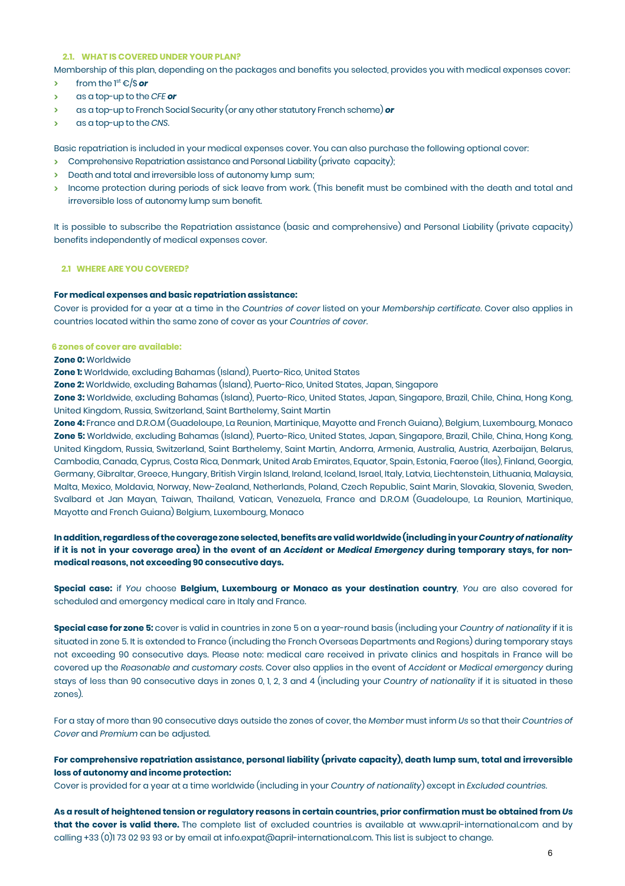### 2.1. WHAT IS COVERED UNDER YOUR PLAN?

Membership of this plan, depending on the packages and benefits you selected, provides you with medical expenses cover:

- from the 1st €/$ ***or***
- as a top-up to the *CFE* ***or***
- as a top-up to French Social Security (or any other statutory French scheme) ***or***
- as a top-up to the *CNS*.

Basic repatriation is included in your medical expenses cover. You can also purchase the following optional cover:

- Comprehensive Repatriation assistance and Personal Liability (private capacity);
- Death and total and irreversible loss of autonomy lump sum;
- Income protection during periods of sick leave from work. (This benefit must be combined with the death and total and irreversible loss of autonomy lump sum benefit.

It is possible to subscribe the Repatriation assistance (basic and comprehensive) and Personal Liability (private capacity) benefits independently of medical expenses cover.

### 2.1 WHERE ARE YOU COVERED?

**For medical expenses and basic repatriation assistance:**

Cover is provided for a year at a time in the *Countries of cover* listed on your *Membership certificate*. Cover also applies in countries located within the same zone of cover as your *Countries of cover*.

**6 zones of cover are available:**

**Zone 0:** Worldwide
**Zone 1:** Worldwide, excluding Bahamas (Island), Puerto-Rico, United States
**Zone 2:** Worldwide, excluding Bahamas (Island), Puerto-Rico, United States, Japan, Singapore
**Zone 3:** Worldwide, excluding Bahamas (Island), Puerto-Rico, United States, Japan, Singapore, Brazil, Chile, China, Hong Kong, United Kingdom, Russia, Switzerland, Saint Barthelemy, Saint Martin
**Zone 4:** France and D.R.O.M (Guadeloupe, La Reunion, Martinique, Mayotte and French Guiana), Belgium, Luxembourg, Monaco
**Zone 5:** Worldwide, excluding Bahamas (Island), Puerto-Rico, United States, Japan, Singapore, Brazil, Chile, China, Hong Kong, United Kingdom, Russia, Switzerland, Saint Barthelemy, Saint Martin, Andorra, Armenia, Australia, Austria, Azerbaijan, Belarus, Cambodia, Canada, Cyprus, Costa Rica, Denmark, United Arab Emirates, Equator, Spain, Estonia, Faeroe (Iles), Finland, Georgia, Germany, Gibraltar, Greece, Hungary, British Virgin Island, Ireland, Iceland, Israel, Italy, Latvia, Liechtenstein, Lithuania, Malaysia, Malta, Mexico, Moldavia, Norway, New-Zealand, Netherlands, Poland, Czech Republic, Saint Marin, Slovakia, Slovenia, Sweden, Svalbard et Jan Mayan, Taiwan, Thailand, Vatican, Venezuela, France and D.R.O.M (Guadeloupe, La Reunion, Martinique, Mayotte and French Guiana) Belgium, Luxembourg, Monaco

**In addition, regardless of the coverage zone selected, benefits are valid worldwide (including in your *Country of nationality* if it is not in your coverage area) in the event of an *Accident* or *Medical Emergency* during temporary stays, for non-medical reasons, not exceeding 90 consecutive days.**

**Special case:** if *You* choose **Belgium, Luxembourg or Monaco as your destination country**, *You* are also covered for scheduled and emergency medical care in Italy and France.

**Special case for zone 5:** cover is valid in countries in zone 5 on a year-round basis (including your *Country of nationality* if it is situated in zone 5. It is extended to France (including the French Overseas Departments and Regions) during temporary stays not exceeding 90 consecutive days. Please note: medical care received in private clinics and hospitals in France will be covered up the *Reasonable and customary costs*. Cover also applies in the event of *Accident* or *Medical emergency* during stays of less than 90 consecutive days in zones 0, 1, 2, 3 and 4 (including your *Country of nationality* if it is situated in these zones).

For a stay of more than 90 consecutive days outside the zones of cover, the *Member* must inform *Us* so that their *Countries of Cover* and *Premium* can be adjusted.

**For comprehensive repatriation assistance, personal liability (private capacity), death lump sum, total and irreversible loss of autonomy and income protection:**

Cover is provided for a year at a time worldwide (including in your *Country of nationality*) except in *Excluded countries*.

**As a result of heightened tension or regulatory reasons in certain countries, prior confirmation must be obtained from *Us* that the cover is valid there.** The complete list of excluded countries is available at www.april-international.com and by calling +33 (0)1 73 02 93 93 or by email at info.expat@april-international.com. This list is subject to change.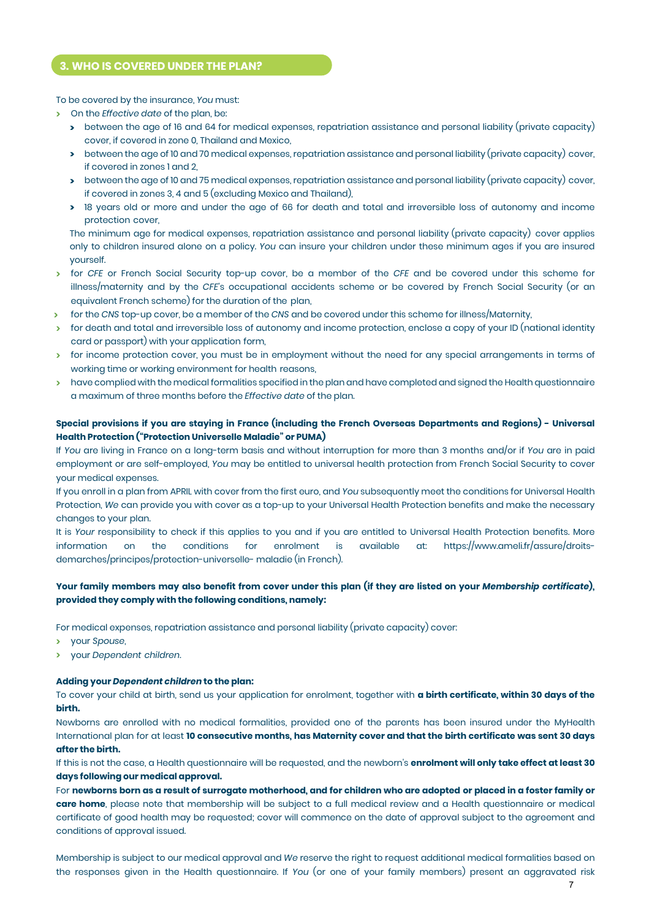## 3. WHO IS COVERED UNDER THE PLAN?

To be covered by the insurance, *You* must:

- On the *Effective date* of the plan, be:
  - between the age of 16 and 64 for medical expenses, repatriation assistance and personal liability (private capacity) cover, if covered in zone 0, Thailand and Mexico,
  - between the age of 10 and 70 medical expenses, repatriation assistance and personal liability (private capacity) cover, if covered in zones 1 and 2,
  - between the age of 10 and 75 medical expenses, repatriation assistance and personal liability (private capacity) cover, if covered in zones 3, 4 and 5 (excluding Mexico and Thailand),
  - 18 years old or more and under the age of 66 for death and total and irreversible loss of autonomy and income protection cover,

  The minimum age for medical expenses, repatriation assistance and personal liability (private capacity) cover applies only to children insured alone on a policy. *You* can insure your children under these minimum ages if you are insured yourself.
- for *CFE* or French Social Security top-up cover, be a member of the *CFE* and be covered under this scheme for illness/maternity and by the *CFE*'s occupational accidents scheme or be covered by French Social Security (or an equivalent French scheme) for the duration of the plan,
- for the *CNS* top-up cover, be a member of the *CNS* and be covered under this scheme for illness/Maternity,
- for death and total and irreversible loss of autonomy and income protection, enclose a copy of your ID (national identity card or passport) with your application form,
- for income protection cover, you must be in employment without the need for any special arrangements in terms of working time or working environment for health reasons,
- have complied with the medical formalities specified in the plan and have completed and signed the Health questionnaire a maximum of three months before the *Effective date* of the plan.

**Special provisions if you are staying in France (including the French Overseas Departments and Regions) - Universal Health Protection ("Protection Universelle Maladie" or PUMA)**

If *You* are living in France on a long-term basis and without interruption for more than 3 months and/or if *You* are in paid employment or are self-employed, *You* may be entitled to universal health protection from French Social Security to cover your medical expenses.

If you enroll in a plan from APRIL with cover from the first euro, and *You* subsequently meet the conditions for Universal Health Protection, *We* can provide you with cover as a top-up to your Universal Health Protection benefits and make the necessary changes to your plan.

It is *Your* responsibility to check if this applies to you and if you are entitled to Universal Health Protection benefits. More information on the conditions for enrolment is available at: https://www.ameli.fr/assure/droits-demarches/principes/protection-universelle- maladie (in French).

**Your family members may also benefit from cover under this plan (if they are listed on your *Membership certificate*), provided they comply with the following conditions, namely:**

For medical expenses, repatriation assistance and personal liability (private capacity) cover:

- your *Spouse*,
- your *Dependent children*.

**Adding your *Dependent children* to the plan:**

To cover your child at birth, send us your application for enrolment, together with **a birth certificate, within 30 days of the birth.**

Newborns are enrolled with no medical formalities, provided one of the parents has been insured under the MyHealth International plan for at least **10 consecutive months, has Maternity cover and that the birth certificate was sent 30 days after the birth.**

If this is not the case, a Health questionnaire will be requested, and the newborn's **enrolment will only take effect at least 30 days following our medical approval.**

For **newborns born as a result of surrogate motherhood, and for children who are adopted or placed in a foster family or care home**, please note that membership will be subject to a full medical review and a Health questionnaire or medical certificate of good health may be requested; cover will commence on the date of approval subject to the agreement and conditions of approval issued.

Membership is subject to our medical approval and *We* reserve the right to request additional medical formalities based on the responses given in the Health questionnaire. If *You* (or one of your family members) present an aggravated risk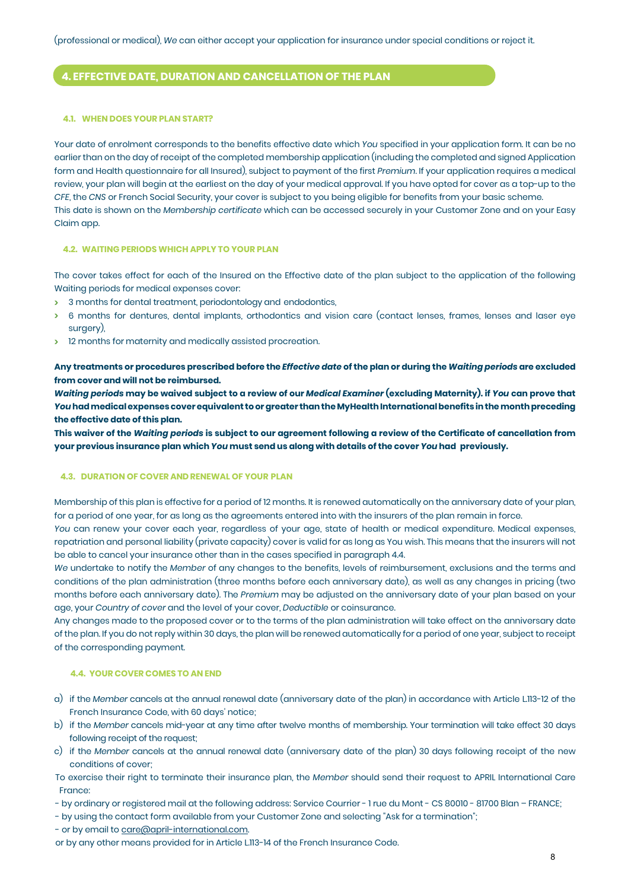(professional or medical), *We* can either accept your application for insurance under special conditions or reject it.

## 4. EFFECTIVE DATE, DURATION AND CANCELLATION OF THE PLAN

### 4.1. WHEN DOES YOUR PLAN START?

Your date of enrolment corresponds to the benefits effective date which *You* specified in your application form. It can be no earlier than on the day of receipt of the completed membership application (including the completed and signed Application form and Health questionnaire for all Insured), subject to payment of the first *Premium*. If your application requires a medical review, your plan will begin at the earliest on the day of your medical approval. If you have opted for cover as a top-up to the *CFE*, the *CNS* or French Social Security, your cover is subject to you being eligible for benefits from your basic scheme.
This date is shown on the *Membership certificate* which can be accessed securely in your Customer Zone and on your Easy Claim app.

### 4.2. WAITING PERIODS WHICH APPLY TO YOUR PLAN

The cover takes effect for each of the Insured on the Effective date of the plan subject to the application of the following Waiting periods for medical expenses cover:

- 3 months for dental treatment, periodontology and endodontics,
- 6 months for dentures, dental implants, orthodontics and vision care (contact lenses, frames, lenses and laser eye surgery),
- 12 months for maternity and medically assisted procreation.

**Any treatments or procedures prescribed before the *Effective date* of the plan or during the *Waiting periods* are excluded from cover and will not be reimbursed.**
***Waiting periods* may be waived subject to a review of our *Medical Examiner* (excluding Maternity). if *You* can prove that *You* had medical expenses cover equivalent to or greater than the MyHealth International benefits in the month preceding the effective date of this plan.**
**This waiver of the *Waiting periods* is subject to our agreement following a review of the Certificate of cancellation from your previous insurance plan which *You* must send us along with details of the cover *You* had previously.**

### 4.3. DURATION OF COVER AND RENEWAL OF YOUR PLAN

Membership of this plan is effective for a period of 12 months. It is renewed automatically on the anniversary date of your plan, for a period of one year, for as long as the agreements entered into with the insurers of the plan remain in force.
*You* can renew your cover each year, regardless of your age, state of health or medical expenditure. Medical expenses, repatriation and personal liability (private capacity) cover is valid for as long as You wish. This means that the insurers will not be able to cancel your insurance other than in the cases specified in paragraph 4.4.
*We* undertake to notify the *Member* of any changes to the benefits, levels of reimbursement, exclusions and the terms and conditions of the plan administration (three months before each anniversary date), as well as any changes in pricing (two months before each anniversary date). The *Premium* may be adjusted on the anniversary date of your plan based on your age, your *Country of cover* and the level of your cover, *Deductible* or coinsurance.
Any changes made to the proposed cover or to the terms of the plan administration will take effect on the anniversary date of the plan. If you do not reply within 30 days, the plan will be renewed automatically for a period of one year, subject to receipt of the corresponding payment.

### 4.4. YOUR COVER COMES TO AN END

a) if the *Member* cancels at the annual renewal date (anniversary date of the plan) in accordance with Article L113-12 of the French Insurance Code, with 60 days' notice;
b) if the *Member* cancels mid-year at any time after twelve months of membership. Your termination will take effect 30 days following receipt of the request;
c) if the *Member* cancels at the annual renewal date (anniversary date of the plan) 30 days following receipt of the new conditions of cover;

To exercise their right to terminate their insurance plan, the *Member* should send their request to APRIL International Care France:

- by ordinary or registered mail at the following address: Service Courrier - 1 rue du Mont - CS 80010 - 81700 Blan – FRANCE;
- by using the contact form available from your Customer Zone and selecting "Ask for a termination";
- or by email to care@april-international.com.

or by any other means provided for in Article L113-14 of the French Insurance Code.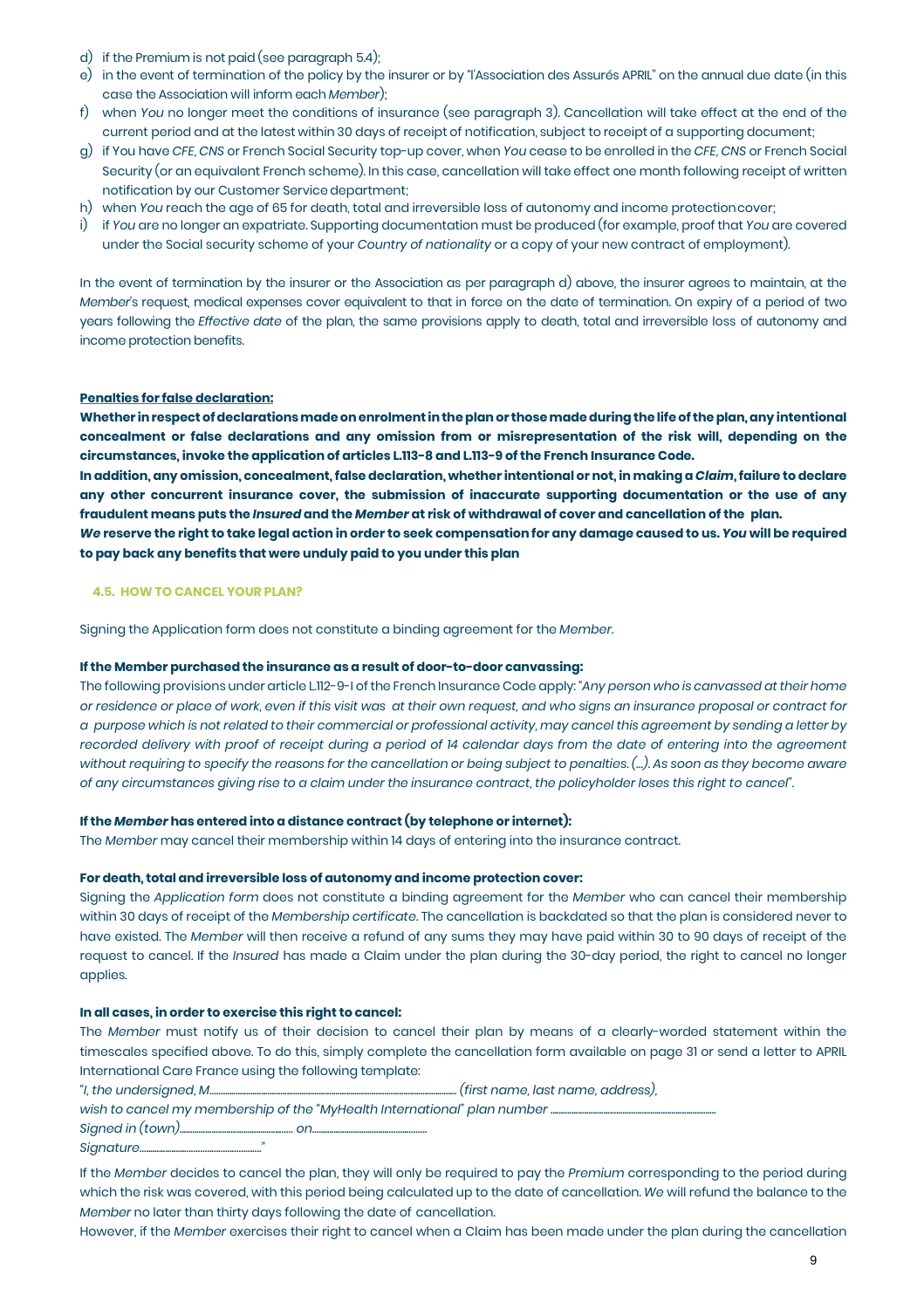d) if the Premium is not paid (see paragraph 5.4);
e) in the event of termination of the policy by the insurer or by "l'Association des Assurés APRIL" on the annual due date (in this case the Association will inform each *Member*);
f) when *You* no longer meet the conditions of insurance (see paragraph 3). Cancellation will take effect at the end of the current period and at the latest within 30 days of receipt of notification, subject to receipt of a supporting document;
g) if You have *CFE*, *CNS* or French Social Security top-up cover, when *You* cease to be enrolled in the *CFE*, *CNS* or French Social Security (or an equivalent French scheme). In this case, cancellation will take effect one month following receipt of written notification by our Customer Service department;
h) when *You* reach the age of 65 for death, total and irreversible loss of autonomy and income protection cover;
i) if *You* are no longer an expatriate. Supporting documentation must be produced (for example, proof that *You* are covered under the Social security scheme of your *Country of nationality* or a copy of your new contract of employment).

In the event of termination by the insurer or the Association as per paragraph d) above, the insurer agrees to maintain, at the *Member*'s request, medical expenses cover equivalent to that in force on the date of termination. On expiry of a period of two years following the *Effective date* of the plan, the same provisions apply to death, total and irreversible loss of autonomy and income protection benefits.

**Penalties for false declaration:**

**Whether in respect of declarations made on enrolment in the plan or those made during the life of the plan, any intentional concealment or false declarations and any omission from or misrepresentation of the risk will, depending on the circumstances, invoke the application of articles L.113-8 and L.113-9 of the French Insurance Code.**

**In addition, any omission, concealment, false declaration, whether intentional or not, in making a *Claim*, failure to declare any other concurrent insurance cover, the submission of inaccurate supporting documentation or the use of any fraudulent means puts the *Insured* and the *Member* at risk of withdrawal of cover and cancellation of the plan.**

***We* reserve the right to take legal action in order to seek compensation for any damage caused to us. *You* will be required to pay back any benefits that were unduly paid to you under this plan**

### 4.5. HOW TO CANCEL YOUR PLAN?

Signing the Application form does not constitute a binding agreement for the *Member*.

**If the Member purchased the insurance as a result of door-to-door canvassing:**

The following provisions under article L.112-9-I of the French Insurance Code apply: "*Any person who is canvassed at their home or residence or place of work, even if this visit was at their own request, and who signs an insurance proposal or contract for a purpose which is not related to their commercial or professional activity, may cancel this agreement by sending a letter by recorded delivery with proof of receipt during a period of 14 calendar days from the date of entering into the agreement without requiring to specify the reasons for the cancellation or being subject to penalties. (...). As soon as they become aware of any circumstances giving rise to a claim under the insurance contract, the policyholder loses this right to cancel*".

**If the *Member* has entered into a distance contract (by telephone or internet):**

The *Member* may cancel their membership within 14 days of entering into the insurance contract.

**For death, total and irreversible loss of autonomy and income protection cover:**

Signing the *Application form* does not constitute a binding agreement for the *Member* who can cancel their membership within 30 days of receipt of the *Membership certificate*. The cancellation is backdated so that the plan is considered never to have existed. The *Member* will then receive a refund of any sums they may have paid within 30 to 90 days of receipt of the request to cancel. If the *Insured* has made a Claim under the plan during the 30-day period, the right to cancel no longer applies.

**In all cases, in order to exercise this right to cancel:**

The *Member* must notify us of their decision to cancel their plan by means of a clearly-worded statement within the timescales specified above. To do this, simply complete the cancellation form available on page 31 or send a letter to APRIL International Care France using the following template:

"*I, the undersigned, M.............................................................................................. (first name, last name, address),*
*wish to cancel my membership of the "MyHealth International" plan number ..........................................................*
*Signed in (town)...................................... on......................................*
*Signature.......................................*"

If the *Member* decides to cancel the plan, they will only be required to pay the *Premium* corresponding to the period during which the risk was covered, with this period being calculated up to the date of cancellation. *We* will refund the balance to the *Member* no later than thirty days following the date of cancellation.

However, if the *Member* exercises their right to cancel when a Claim has been made under the plan during the cancellation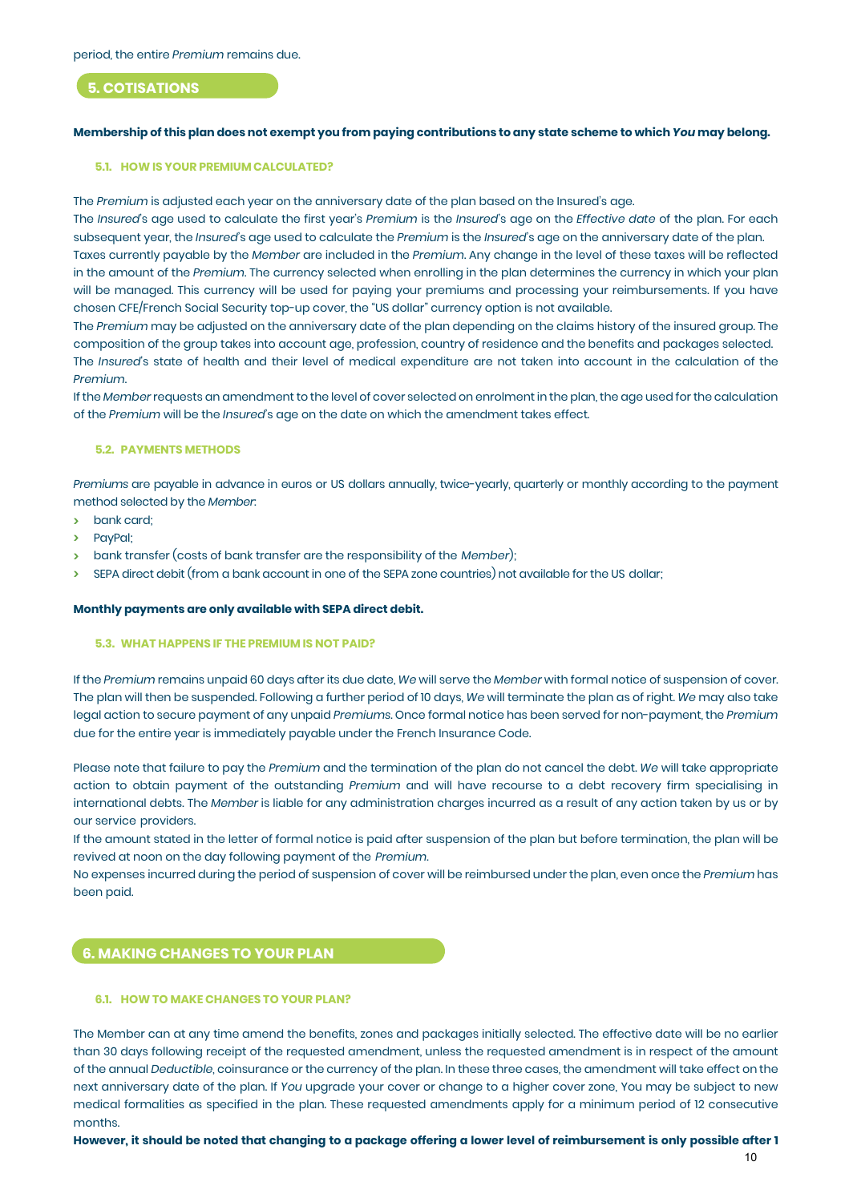period, the entire *Premium* remains due.

## 5. COTISATIONS

**Membership of this plan does not exempt you from paying contributions to any state scheme to which *You* may belong.**

### 5.1. HOW IS YOUR PREMIUM CALCULATED?

The *Premium* is adjusted each year on the anniversary date of the plan based on the Insured's age.

The *Insured*'s age used to calculate the first year's *Premium* is the *Insured*'s age on the *Effective date* of the plan. For each subsequent year, the *Insured*'s age used to calculate the *Premium* is the *Insured*'s age on the anniversary date of the plan.

Taxes currently payable by the *Member* are included in the *Premium*. Any change in the level of these taxes will be reflected in the amount of the *Premium*. The currency selected when enrolling in the plan determines the currency in which your plan will be managed. This currency will be used for paying your premiums and processing your reimbursements. If you have chosen CFE/French Social Security top-up cover, the "US dollar" currency option is not available.

The *Premium* may be adjusted on the anniversary date of the plan depending on the claims history of the insured group. The composition of the group takes into account age, profession, country of residence and the benefits and packages selected.

The *Insured*'s state of health and their level of medical expenditure are not taken into account in the calculation of the *Premium*.

If the *Member* requests an amendment to the level of cover selected on enrolment in the plan, the age used for the calculation of the *Premium* will be the *Insured*'s age on the date on which the amendment takes effect.

### 5.2. PAYMENTS METHODS

*Premiums* are payable in advance in euros or US dollars annually, twice-yearly, quarterly or monthly according to the payment method selected by the *Member*:

- bank card;
- PayPal;
- bank transfer (costs of bank transfer are the responsibility of the *Member*);
- SEPA direct debit (from a bank account in one of the SEPA zone countries) not available for the US dollar;

**Monthly payments are only available with SEPA direct debit.**

### 5.3. WHAT HAPPENS IF THE PREMIUM IS NOT PAID?

If the *Premium* remains unpaid 60 days after its due date, *We* will serve the *Member* with formal notice of suspension of cover. The plan will then be suspended. Following a further period of 10 days, *We* will terminate the plan as of right. *We* may also take legal action to secure payment of any unpaid *Premiums*. Once formal notice has been served for non-payment, the *Premium* due for the entire year is immediately payable under the French Insurance Code.

Please note that failure to pay the *Premium* and the termination of the plan do not cancel the debt. *We* will take appropriate action to obtain payment of the outstanding *Premium* and will have recourse to a debt recovery firm specialising in international debts. The *Member* is liable for any administration charges incurred as a result of any action taken by us or by our service providers.

If the amount stated in the letter of formal notice is paid after suspension of the plan but before termination, the plan will be revived at noon on the day following payment of the *Premium*.

No expenses incurred during the period of suspension of cover will be reimbursed under the plan, even once the *Premium* has been paid.

## 6. MAKING CHANGES TO YOUR PLAN

### 6.1. HOW TO MAKE CHANGES TO YOUR PLAN?

The Member can at any time amend the benefits, zones and packages initially selected. The effective date will be no earlier than 30 days following receipt of the requested amendment, unless the requested amendment is in respect of the amount of the annual *Deductible*, coinsurance or the currency of the plan. In these three cases, the amendment will take effect on the next anniversary date of the plan. If *You* upgrade your cover or change to a higher cover zone, You may be subject to new medical formalities as specified in the plan. These requested amendments apply for a minimum period of 12 consecutive months.

**However, it should be noted that changing to a package offering a lower level of reimbursement is only possible after 1**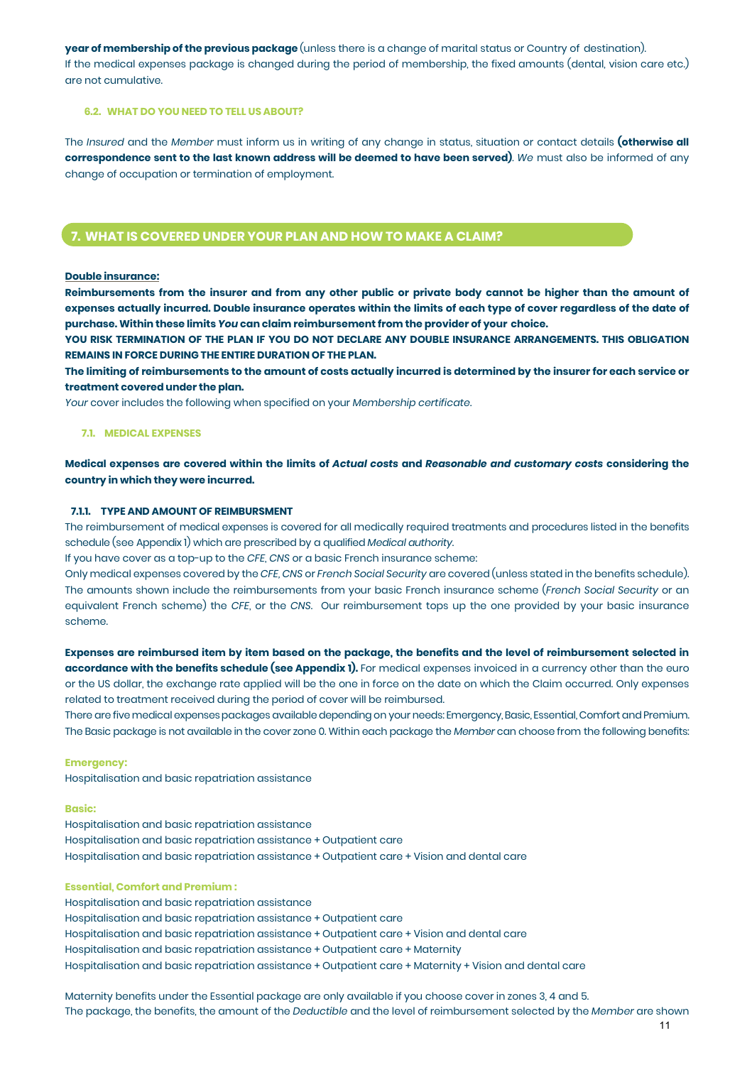**year of membership of the previous package** (unless there is a change of marital status or Country of destination).
If the medical expenses package is changed during the period of membership, the fixed amounts (dental, vision care etc.) are not cumulative.

### 6.2. WHAT DO YOU NEED TO TELL US ABOUT?

The *Insured* and the *Member* must inform us in writing of any change in status, situation or contact details **(otherwise all correspondence sent to the last known address will be deemed to have been served)**. *We* must also be informed of any change of occupation or termination of employment.

## 7. WHAT IS COVERED UNDER YOUR PLAN AND HOW TO MAKE A CLAIM?

**Double insurance:**

**Reimbursements from the insurer and from any other public or private body cannot be higher than the amount of expenses actually incurred. Double insurance operates within the limits of each type of cover regardless of the date of purchase. Within these limits *You* can claim reimbursement from the provider of your choice.**

**YOU RISK TERMINATION OF THE PLAN IF YOU DO NOT DECLARE ANY DOUBLE INSURANCE ARRANGEMENTS. THIS OBLIGATION REMAINS IN FORCE DURING THE ENTIRE DURATION OF THE PLAN.**

**The limiting of reimbursements to the amount of costs actually incurred is determined by the insurer for each service or treatment covered under the plan.**

*Your* cover includes the following when specified on your *Membership certificate*.

### 7.1. MEDICAL EXPENSES

**Medical expenses are covered within the limits of *Actual costs* and *Reasonable and customary costs* considering the country in which they were incurred.**

#### 7.1.1. TYPE AND AMOUNT OF REIMBURSMENT

The reimbursement of medical expenses is covered for all medically required treatments and procedures listed in the benefits schedule (see Appendix 1) which are prescribed by a qualified *Medical authority*.
If you have cover as a top-up to the *CFE*, *CNS* or a basic French insurance scheme:
Only medical expenses covered by the *CFE*, *CNS* or *French Social Security* are covered (unless stated in the benefits schedule). The amounts shown include the reimbursements from your basic French insurance scheme (*French Social Security* or an equivalent French scheme) the *CFE*, or the *CNS*. Our reimbursement tops up the one provided by your basic insurance scheme.

**Expenses are reimbursed item by item based on the package, the benefits and the level of reimbursement selected in accordance with the benefits schedule (see Appendix 1).** For medical expenses invoiced in a currency other than the euro or the US dollar, the exchange rate applied will be the one in force on the date on which the Claim occurred. Only expenses related to treatment received during the period of cover will be reimbursed.
There are five medical expenses packages available depending on your needs: Emergency, Basic, Essential, Comfort and Premium. The Basic package is not available in the cover zone 0. Within each package the *Member* can choose from the following benefits:

**Emergency:**
Hospitalisation and basic repatriation assistance

**Basic:**
Hospitalisation and basic repatriation assistance
Hospitalisation and basic repatriation assistance + Outpatient care
Hospitalisation and basic repatriation assistance + Outpatient care + Vision and dental care

**Essential, Comfort and Premium :**
Hospitalisation and basic repatriation assistance
Hospitalisation and basic repatriation assistance + Outpatient care
Hospitalisation and basic repatriation assistance + Outpatient care + Vision and dental care
Hospitalisation and basic repatriation assistance + Outpatient care + Maternity
Hospitalisation and basic repatriation assistance + Outpatient care + Maternity + Vision and dental care

Maternity benefits under the Essential package are only available if you choose cover in zones 3, 4 and 5.
The package, the benefits, the amount of the *Deductible* and the level of reimbursement selected by the *Member* are shown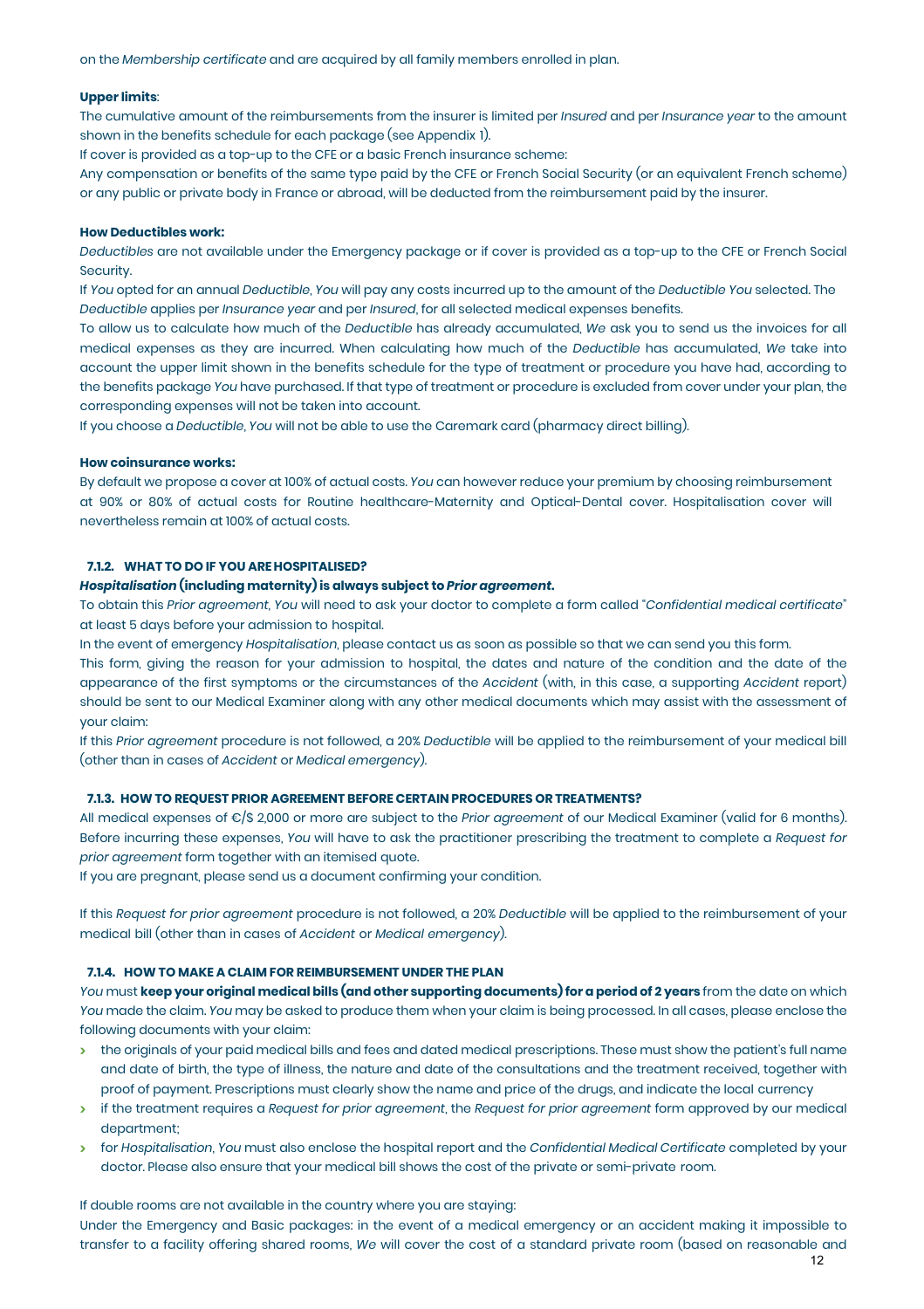on the *Membership certificate* and are acquired by all family members enrolled in plan.

**Upper limits**:

The cumulative amount of the reimbursements from the insurer is limited per *Insured* and per *Insurance year* to the amount shown in the benefits schedule for each package (see Appendix 1).

If cover is provided as a top-up to the CFE or a basic French insurance scheme:

Any compensation or benefits of the same type paid by the CFE or French Social Security (or an equivalent French scheme) or any public or private body in France or abroad, will be deducted from the reimbursement paid by the insurer.

**How Deductibles work:**

*Deductibles* are not available under the Emergency package or if cover is provided as a top-up to the CFE or French Social Security.

If *You* opted for an annual *Deductible*, *You* will pay any costs incurred up to the amount of the *Deductible You* selected. The *Deductible* applies per *Insurance year* and per *Insured*, for all selected medical expenses benefits.

To allow us to calculate how much of the *Deductible* has already accumulated, *We* ask you to send us the invoices for all medical expenses as they are incurred. When calculating how much of the *Deductible* has accumulated, *We* take into account the upper limit shown in the benefits schedule for the type of treatment or procedure you have had, according to the benefits package *You* have purchased. If that type of treatment or procedure is excluded from cover under your plan, the corresponding expenses will not be taken into account.

If you choose a *Deductible*, *You* will not be able to use the Caremark card (pharmacy direct billing).

**How coinsurance works:**

By default we propose a cover at 100% of actual costs. *You* can however reduce your premium by choosing reimbursement at 90% or 80% of actual costs for Routine healthcare-Maternity and Optical-Dental cover. Hospitalisation cover will nevertheless remain at 100% of actual costs.

#### 7.1.2. WHAT TO DO IF YOU ARE HOSPITALISED?

***Hospitalisation* (including maternity) is always subject to *Prior agreement*.**

To obtain this *Prior agreement*, *You* will need to ask your doctor to complete a form called "*Confidential medical certificate*" at least 5 days before your admission to hospital.

In the event of emergency *Hospitalisation*, please contact us as soon as possible so that we can send you this form.

This form, giving the reason for your admission to hospital, the dates and nature of the condition and the date of the appearance of the first symptoms or the circumstances of the *Accident* (with, in this case, a supporting *Accident* report) should be sent to our Medical Examiner along with any other medical documents which may assist with the assessment of your claim:

If this *Prior agreement* procedure is not followed, a 20% *Deductible* will be applied to the reimbursement of your medical bill (other than in cases of *Accident* or *Medical emergency*).

#### 7.1.3. HOW TO REQUEST PRIOR AGREEMENT BEFORE CERTAIN PROCEDURES OR TREATMENTS?

All medical expenses of €/$ 2,000 or more are subject to the *Prior agreement* of our Medical Examiner (valid for 6 months). Before incurring these expenses, *You* will have to ask the practitioner prescribing the treatment to complete a *Request for prior agreement* form together with an itemised quote.

If you are pregnant, please send us a document confirming your condition.

If this *Request for prior agreement* procedure is not followed, a 20% *Deductible* will be applied to the reimbursement of your medical bill (other than in cases of *Accident* or *Medical emergency*).

#### 7.1.4. HOW TO MAKE A CLAIM FOR REIMBURSEMENT UNDER THE PLAN

*You* must **keep your original medical bills (and other supporting documents) for a period of 2 years** from the date on which *You* made the claim. *You* may be asked to produce them when your claim is being processed. In all cases, please enclose the following documents with your claim:

- the originals of your paid medical bills and fees and dated medical prescriptions. These must show the patient's full name and date of birth, the type of illness, the nature and date of the consultations and the treatment received, together with proof of payment. Prescriptions must clearly show the name and price of the drugs, and indicate the local currency
- if the treatment requires a *Request for prior agreement*, the *Request for prior agreement* form approved by our medical department;
- for *Hospitalisation*, *You* must also enclose the hospital report and the *Confidential Medical Certificate* completed by your doctor. Please also ensure that your medical bill shows the cost of the private or semi-private room.

If double rooms are not available in the country where you are staying:

Under the Emergency and Basic packages: in the event of a medical emergency or an accident making it impossible to transfer to a facility offering shared rooms, *We* will cover the cost of a standard private room (based on reasonable and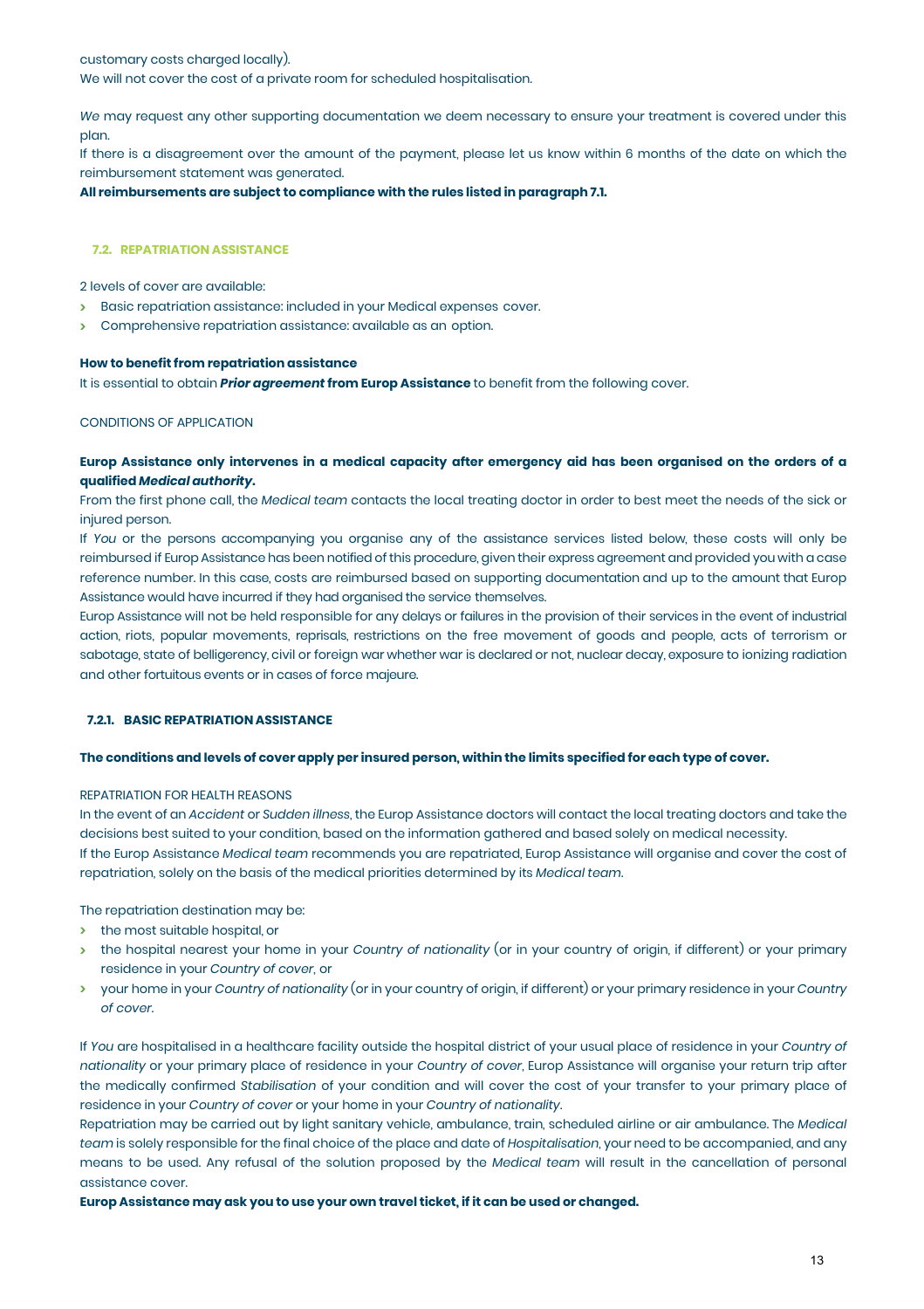customary costs charged locally).
We will not cover the cost of a private room for scheduled hospitalisation.

*We* may request any other supporting documentation we deem necessary to ensure your treatment is covered under this plan.
If there is a disagreement over the amount of the payment, please let us know within 6 months of the date on which the reimbursement statement was generated.
**All reimbursements are subject to compliance with the rules listed in paragraph 7.1.**

### 7.2. REPATRIATION ASSISTANCE

2 levels of cover are available:

- Basic repatriation assistance: included in your Medical expenses cover.
- Comprehensive repatriation assistance: available as an option.

**How to benefit from repatriation assistance**
It is essential to obtain ***Prior agreement* from Europ Assistance** to benefit from the following cover.

CONDITIONS OF APPLICATION

**Europ Assistance only intervenes in a medical capacity after emergency aid has been organised on the orders of a qualified *Medical authority*.**
From the first phone call, the *Medical team* contacts the local treating doctor in order to best meet the needs of the sick or injured person.
If *You* or the persons accompanying you organise any of the assistance services listed below, these costs will only be reimbursed if Europ Assistance has been notified of this procedure, given their express agreement and provided you with a case reference number. In this case, costs are reimbursed based on supporting documentation and up to the amount that Europ Assistance would have incurred if they had organised the service themselves.
Europ Assistance will not be held responsible for any delays or failures in the provision of their services in the event of industrial action, riots, popular movements, reprisals, restrictions on the free movement of goods and people, acts of terrorism or sabotage, state of belligerency, civil or foreign war whether war is declared or not, nuclear decay, exposure to ionizing radiation and other fortuitous events or in cases of force majeure.

#### 7.2.1. BASIC REPATRIATION ASSISTANCE

**The conditions and levels of cover apply per insured person, within the limits specified for each type of cover.**

REPATRIATION FOR HEALTH REASONS
In the event of an *Accident* or *Sudden illness*, the Europ Assistance doctors will contact the local treating doctors and take the decisions best suited to your condition, based on the information gathered and based solely on medical necessity.
If the Europ Assistance *Medical team* recommends you are repatriated, Europ Assistance will organise and cover the cost of repatriation, solely on the basis of the medical priorities determined by its *Medical team*.

The repatriation destination may be:

- the most suitable hospital, or
- the hospital nearest your home in your *Country of nationality* (or in your country of origin, if different) or your primary residence in your *Country of cover*, or
- your home in your *Country of nationality* (or in your country of origin, if different) or your primary residence in your *Country of cover*.

If *You* are hospitalised in a healthcare facility outside the hospital district of your usual place of residence in your *Country of nationality* or your primary place of residence in your *Country of cover*, Europ Assistance will organise your return trip after the medically confirmed *Stabilisation* of your condition and will cover the cost of your transfer to your primary place of residence in your *Country of cover* or your home in your *Country of nationality*.
Repatriation may be carried out by light sanitary vehicle, ambulance, train, scheduled airline or air ambulance. The *Medical team* is solely responsible for the final choice of the place and date of *Hospitalisation*, your need to be accompanied, and any means to be used. Any refusal of the solution proposed by the *Medical team* will result in the cancellation of personal assistance cover.
**Europ Assistance may ask you to use your own travel ticket, if it can be used or changed.**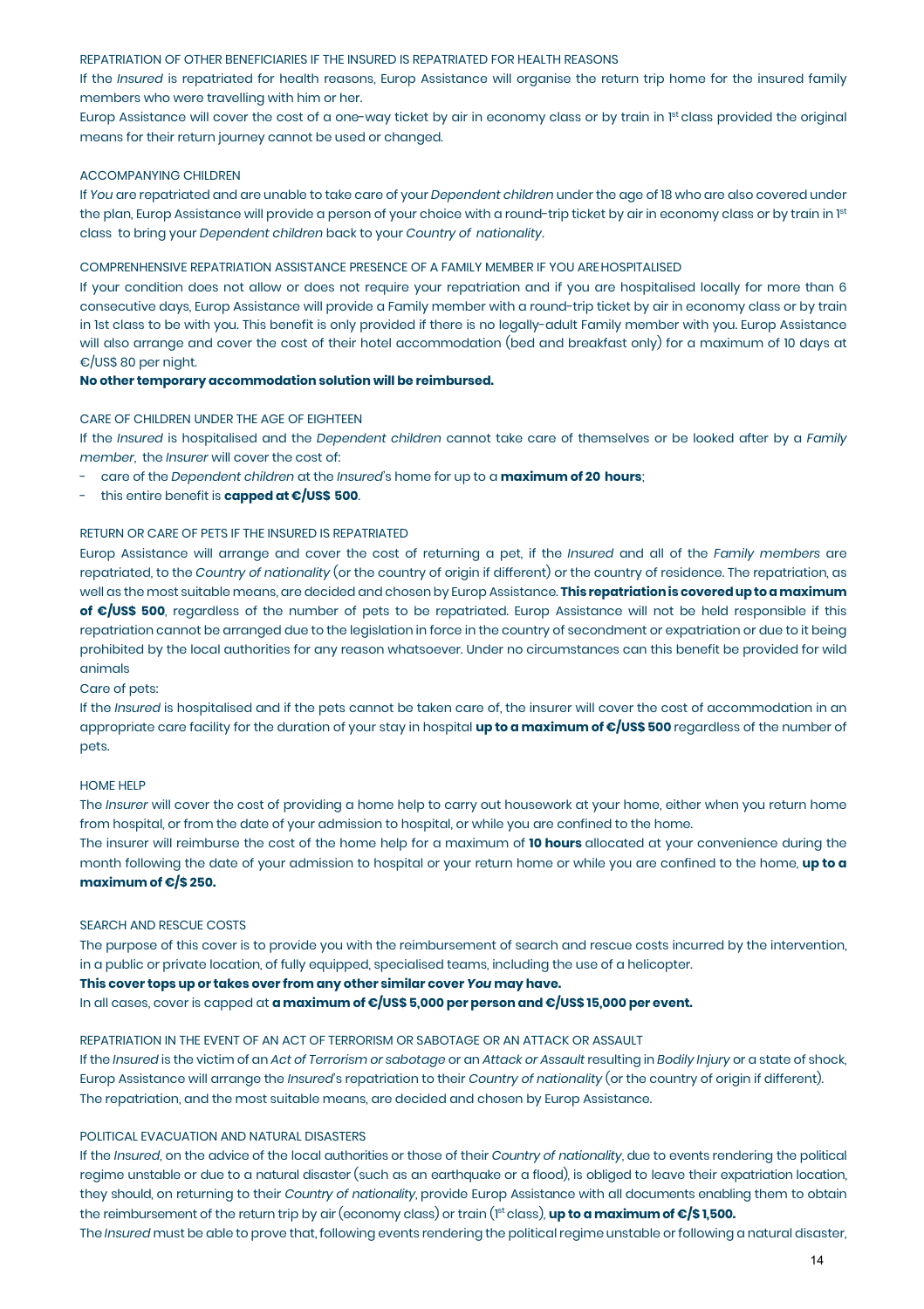REPATRIATION OF OTHER BENEFICIARIES IF THE INSURED IS REPATRIATED FOR HEALTH REASONS

If the *Insured* is repatriated for health reasons, Europ Assistance will organise the return trip home for the insured family members who were travelling with him or her.

Europ Assistance will cover the cost of a one-way ticket by air in economy class or by train in 1st class provided the original means for their return journey cannot be used or changed.

ACCOMPANYING CHILDREN

If *You* are repatriated and are unable to take care of your *Dependent children* under the age of 18 who are also covered under the plan, Europ Assistance will provide a person of your choice with a round-trip ticket by air in economy class or by train in 1st class to bring your *Dependent children* back to your *Country of nationality*.

COMPRENHENSIVE REPATRIATION ASSISTANCE PRESENCE OF A FAMILY MEMBER IF YOU ARE HOSPITALISED

If your condition does not allow or does not require your repatriation and if you are hospitalised locally for more than 6 consecutive days, Europ Assistance will provide a Family member with a round-trip ticket by air in economy class or by train in 1st class to be with you. This benefit is only provided if there is no legally-adult Family member with you. Europ Assistance will also arrange and cover the cost of their hotel accommodation (bed and breakfast only) for a maximum of 10 days at €/US$ 80 per night.

**No other temporary accommodation solution will be reimbursed.**

CARE OF CHILDREN UNDER THE AGE OF EIGHTEEN

If the *Insured* is hospitalised and the *Dependent children* cannot take care of themselves or be looked after by a *Family member*, the *Insurer* will cover the cost of:

- care of the *Dependent children* at the *Insured*'s home for up to a **maximum of 20 hours**;
- this entire benefit is **capped at €/US$ 500**.

RETURN OR CARE OF PETS IF THE INSURED IS REPATRIATED

Europ Assistance will arrange and cover the cost of returning a pet, if the *Insured* and all of the *Family members* are repatriated, to the *Country of nationality* (or the country of origin if different) or the country of residence. The repatriation, as well as the most suitable means, are decided and chosen by Europ Assistance. **This repatriation is covered up to a maximum of €/US$ 500**, regardless of the number of pets to be repatriated. Europ Assistance will not be held responsible if this repatriation cannot be arranged due to the legislation in force in the country of secondment or expatriation or due to it being prohibited by the local authorities for any reason whatsoever. Under no circumstances can this benefit be provided for wild animals

Care of pets:

If the *Insured* is hospitalised and if the pets cannot be taken care of, the insurer will cover the cost of accommodation in an appropriate care facility for the duration of your stay in hospital **up to a maximum of €/US$ 500** regardless of the number of pets.

HOME HELP

The *Insurer* will cover the cost of providing a home help to carry out housework at your home, either when you return home from hospital, or from the date of your admission to hospital, or while you are confined to the home.

The insurer will reimburse the cost of the home help for a maximum of **10 hours** allocated at your convenience during the month following the date of your admission to hospital or your return home or while you are confined to the home, **up to a maximum of €/$ 250.**

SEARCH AND RESCUE COSTS

The purpose of this cover is to provide you with the reimbursement of search and rescue costs incurred by the intervention, in a public or private location, of fully equipped, specialised teams, including the use of a helicopter.

**This cover tops up or takes over from any other similar cover *You* may have.**

In all cases, cover is capped at **a maximum of €/US$ 5,000 per person and €/US$ 15,000 per event.**

REPATRIATION IN THE EVENT OF AN ACT OF TERRORISM OR SABOTAGE OR AN ATTACK OR ASSAULT

If the *Insured* is the victim of an *Act of Terrorism or sabotage* or an *Attack or Assault* resulting in *Bodily Injury* or a state of shock, Europ Assistance will arrange the *Insured*'s repatriation to their *Country of nationality* (or the country of origin if different). The repatriation, and the most suitable means, are decided and chosen by Europ Assistance.

POLITICAL EVACUATION AND NATURAL DISASTERS

If the *Insured*, on the advice of the local authorities or those of their *Country of nationality*, due to events rendering the political regime unstable or due to a natural disaster (such as an earthquake or a flood), is obliged to leave their expatriation location, they should, on returning to their *Country of nationality*, provide Europ Assistance with all documents enabling them to obtain the reimbursement of the return trip by air (economy class) or train (1st class), **up to a maximum of €/$ 1,500.**

The *Insured* must be able to prove that, following events rendering the political regime unstable or following a natural disaster,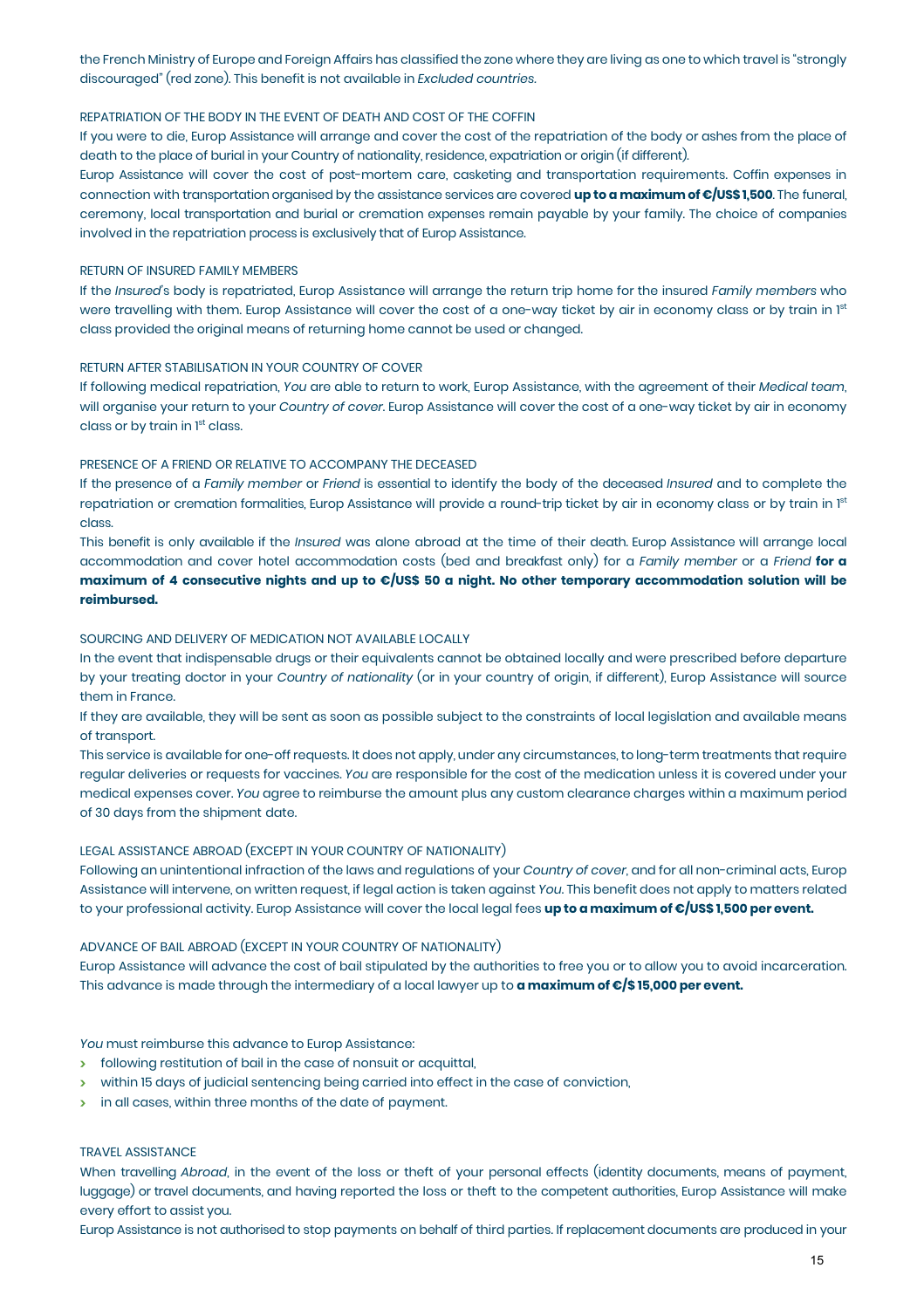the French Ministry of Europe and Foreign Affairs has classified the zone where they are living as one to which travel is "strongly discouraged" (red zone). This benefit is not available in *Excluded countries*.

### REPATRIATION OF THE BODY IN THE EVENT OF DEATH AND COST OF THE COFFIN

If you were to die, Europ Assistance will arrange and cover the cost of the repatriation of the body or ashes from the place of death to the place of burial in your Country of nationality, residence, expatriation or origin (if different).

Europ Assistance will cover the cost of post-mortem care, casketing and transportation requirements. Coffin expenses in connection with transportation organised by the assistance services are covered **up to a maximum of €/US$ 1,500**. The funeral, ceremony, local transportation and burial or cremation expenses remain payable by your family. The choice of companies involved in the repatriation process is exclusively that of Europ Assistance.

### RETURN OF INSURED FAMILY MEMBERS

If the *Insured*'s body is repatriated, Europ Assistance will arrange the return trip home for the insured *Family members* who were travelling with them. Europ Assistance will cover the cost of a one-way ticket by air in economy class or by train in 1st class provided the original means of returning home cannot be used or changed.

### RETURN AFTER STABILISATION IN YOUR COUNTRY OF COVER

If following medical repatriation, *You* are able to return to work, Europ Assistance, with the agreement of their *Medical team*, will organise your return to your *Country of cover*. Europ Assistance will cover the cost of a one-way ticket by air in economy class or by train in 1st class.

### PRESENCE OF A FRIEND OR RELATIVE TO ACCOMPANY THE DECEASED

If the presence of a *Family member* or *Friend* is essential to identify the body of the deceased *Insured* and to complete the repatriation or cremation formalities, Europ Assistance will provide a round-trip ticket by air in economy class or by train in 1st class.

This benefit is only available if the *Insured* was alone abroad at the time of their death. Europ Assistance will arrange local accommodation and cover hotel accommodation costs (bed and breakfast only) for a *Family member* or a *Friend* **for a maximum of 4 consecutive nights and up to €/US$ 50 a night. No other temporary accommodation solution will be reimbursed.**

### SOURCING AND DELIVERY OF MEDICATION NOT AVAILABLE LOCALLY

In the event that indispensable drugs or their equivalents cannot be obtained locally and were prescribed before departure by your treating doctor in your *Country of nationality* (or in your country of origin, if different), Europ Assistance will source them in France.

If they are available, they will be sent as soon as possible subject to the constraints of local legislation and available means of transport.

This service is available for one-off requests. It does not apply, under any circumstances, to long-term treatments that require regular deliveries or requests for vaccines. *You* are responsible for the cost of the medication unless it is covered under your medical expenses cover. *You* agree to reimburse the amount plus any custom clearance charges within a maximum period of 30 days from the shipment date.

### LEGAL ASSISTANCE ABROAD (EXCEPT IN YOUR COUNTRY OF NATIONALITY)

Following an unintentional infraction of the laws and regulations of your *Country of cover*, and for all non-criminal acts, Europ Assistance will intervene, on written request, if legal action is taken against *You*. This benefit does not apply to matters related to your professional activity. Europ Assistance will cover the local legal fees **up to a maximum of €/US$ 1,500 per event.**

### ADVANCE OF BAIL ABROAD (EXCEPT IN YOUR COUNTRY OF NATIONALITY)

Europ Assistance will advance the cost of bail stipulated by the authorities to free you or to allow you to avoid incarceration. This advance is made through the intermediary of a local lawyer up to **a maximum of €/$ 15,000 per event.**

*You* must reimburse this advance to Europ Assistance:

- following restitution of bail in the case of nonsuit or acquittal,
- within 15 days of judicial sentencing being carried into effect in the case of conviction,
- in all cases, within three months of the date of payment.

### TRAVEL ASSISTANCE

When travelling *Abroad*, in the event of the loss or theft of your personal effects (identity documents, means of payment, luggage) or travel documents, and having reported the loss or theft to the competent authorities, Europ Assistance will make every effort to assist you.

Europ Assistance is not authorised to stop payments on behalf of third parties. If replacement documents are produced in your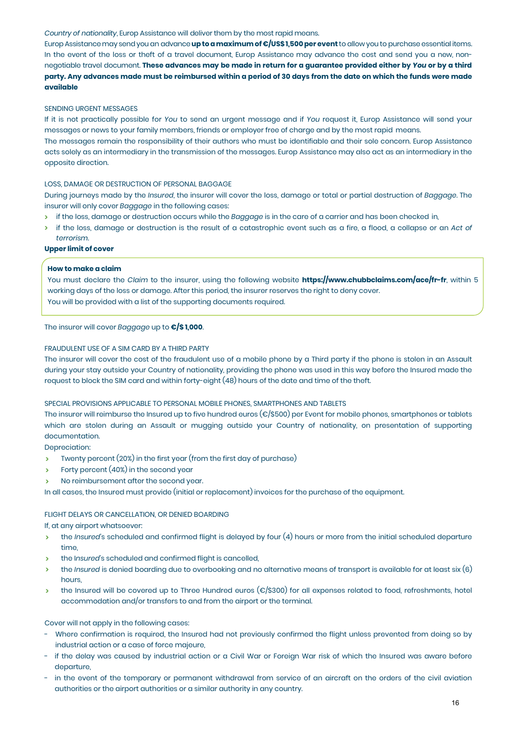*Country of nationality*, Europ Assistance will deliver them by the most rapid means.

Europ Assistance may send you an advance **up to a maximum of €/US$ 1,500 per event** to allow you to purchase essential items. In the event of the loss or theft of a travel document, Europ Assistance may advance the cost and send you a new, non-negotiable travel document. **These advances may be made in return for a guarantee provided either by *You* or by a third party. Any advances made must be reimbursed within a period of 30 days from the date on which the funds were made available**

SENDING URGENT MESSAGES

If it is not practically possible for *You* to send an urgent message and if *You* request it, Europ Assistance will send your messages or news to your family members, friends or employer free of charge and by the most rapid means.

The messages remain the responsibility of their authors who must be identifiable and their sole concern. Europ Assistance acts solely as an intermediary in the transmission of the messages. Europ Assistance may also act as an intermediary in the opposite direction.

LOSS, DAMAGE OR DESTRUCTION OF PERSONAL BAGGAGE

During journeys made by the *Insured*, the insurer will cover the loss, damage or total or partial destruction of *Baggage*. The insurer will only cover *Baggage* in the following cases:

- if the loss, damage or destruction occurs while the *Baggage* is in the care of a carrier and has been checked in,
- if the loss, damage or destruction is the result of a catastrophic event such as a fire, a flood, a collapse or an *Act of terrorism*.

**Upper limit of cover**

**How to make a claim**

You must declare the *Claim* to the insurer, using the following website **https://www.chubbclaims.com/ace/fr-fr**, within 5 working days of the loss or damage. After this period, the insurer reserves the right to deny cover.

You will be provided with a list of the supporting documents required.

The insurer will cover *Baggage* up to **€/$ 1,000**.

FRAUDULENT USE OF A SIM CARD BY A THIRD PARTY

The insurer will cover the cost of the fraudulent use of a mobile phone by a Third party if the phone is stolen in an Assault during your stay outside your Country of nationality, providing the phone was used in this way before the Insured made the request to block the SIM card and within forty-eight (48) hours of the date and time of the theft.

SPECIAL PROVISIONS APPLICABLE TO PERSONAL MOBILE PHONES, SMARTPHONES AND TABLETS

The insurer will reimburse the Insured up to five hundred euros (€/$500) per Event for mobile phones, smartphones or tablets which are stolen during an Assault or mugging outside your Country of nationality, on presentation of supporting documentation.

Depreciation:

- Twenty percent (20%) in the first year (from the first day of purchase)
- Forty percent (40%) in the second year
- No reimbursement after the second year.

In all cases, the Insured must provide (initial or replacement) invoices for the purchase of the equipment.

FLIGHT DELAYS OR CANCELLATION, OR DENIED BOARDING

If, at any airport whatsoever:

- the *Insured*'s scheduled and confirmed flight is delayed by four (4) hours or more from the initial scheduled departure time,
- the I*nsured*'s scheduled and confirmed flight is cancelled,
- the *Insured* is denied boarding due to overbooking and no alternative means of transport is available for at least six (6) hours,
- the Insured will be covered up to Three Hundred euros (€/$300) for all expenses related to food, refreshments, hotel accommodation and/or transfers to and from the airport or the terminal.

Cover will not apply in the following cases:

- Where confirmation is required, the Insured had not previously confirmed the flight unless prevented from doing so by industrial action or a case of force majeure,
- if the delay was caused by industrial action or a Civil War or Foreign War risk of which the Insured was aware before departure,
- in the event of the temporary or permanent withdrawal from service of an aircraft on the orders of the civil aviation authorities or the airport authorities or a similar authority in any country.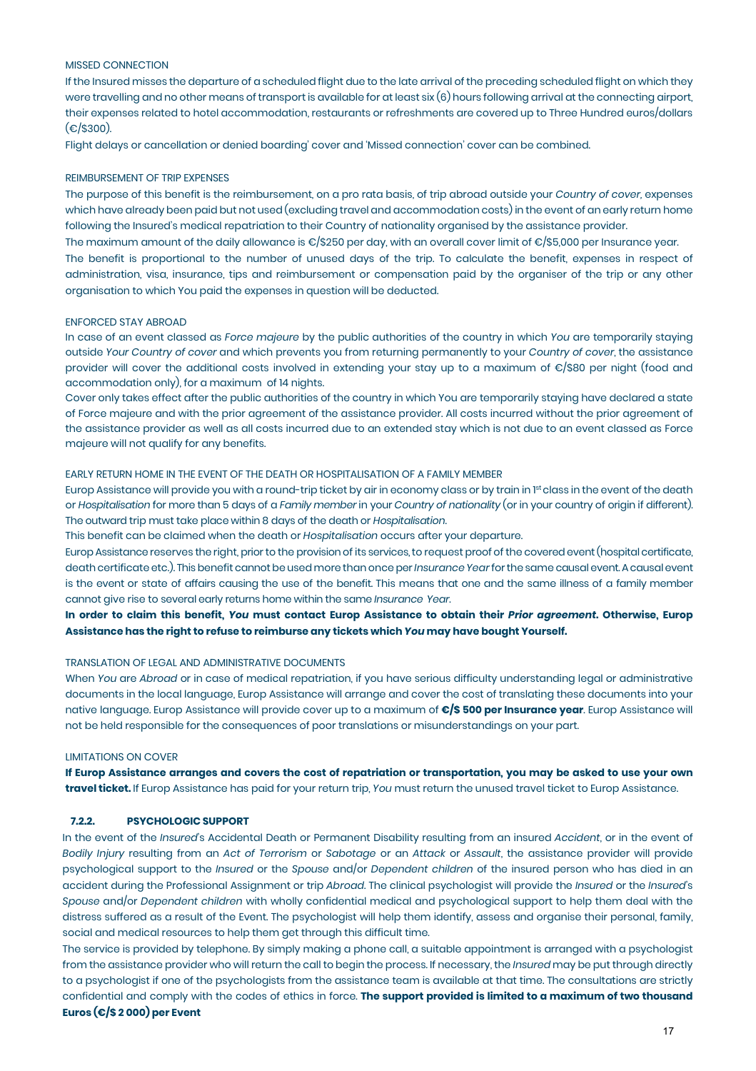MISSED CONNECTION

If the Insured misses the departure of a scheduled flight due to the late arrival of the preceding scheduled flight on which they were travelling and no other means of transport is available for at least six (6) hours following arrival at the connecting airport, their expenses related to hotel accommodation, restaurants or refreshments are covered up to Three Hundred euros/dollars (€/$300).

Flight delays or cancellation or denied boarding' cover and 'Missed connection' cover can be combined.

REIMBURSEMENT OF TRIP EXPENSES

The purpose of this benefit is the reimbursement, on a pro rata basis, of trip abroad outside your *Country of cover*, expenses which have already been paid but not used (excluding travel and accommodation costs) in the event of an early return home following the Insured's medical repatriation to their Country of nationality organised by the assistance provider.

The maximum amount of the daily allowance is €/$250 per day, with an overall cover limit of €/$5,000 per Insurance year.

The benefit is proportional to the number of unused days of the trip. To calculate the benefit, expenses in respect of administration, visa, insurance, tips and reimbursement or compensation paid by the organiser of the trip or any other organisation to which You paid the expenses in question will be deducted.

ENFORCED STAY ABROAD

In case of an event classed as *Force majeure* by the public authorities of the country in which *You* are temporarily staying outside *Your Country of cover* and which prevents you from returning permanently to your *Country of cover*, the assistance provider will cover the additional costs involved in extending your stay up to a maximum of €/$80 per night (food and accommodation only), for a maximum of 14 nights.

Cover only takes effect after the public authorities of the country in which You are temporarily staying have declared a state of Force majeure and with the prior agreement of the assistance provider. All costs incurred without the prior agreement of the assistance provider as well as all costs incurred due to an extended stay which is not due to an event classed as Force majeure will not qualify for any benefits.

EARLY RETURN HOME IN THE EVENT OF THE DEATH OR HOSPITALISATION OF A FAMILY MEMBER

Europ Assistance will provide you with a round-trip ticket by air in economy class or by train in 1st class in the event of the death or *Hospitalisation* for more than 5 days of a *Family member* in your *Country of nationality* (or in your country of origin if different). The outward trip must take place within 8 days of the death or *Hospitalisation*.

This benefit can be claimed when the death or *Hospitalisation* occurs after your departure.

Europ Assistance reserves the right, prior to the provision of its services, to request proof of the covered event (hospital certificate, death certificate etc.). This benefit cannot be used more than once per *Insurance Year* for the same causal event. A causal event is the event or state of affairs causing the use of the benefit. This means that one and the same illness of a family member cannot give rise to several early returns home within the same *Insurance Year*.

**In order to claim this benefit, *You* must contact Europ Assistance to obtain their *Prior agreement*. Otherwise, Europ Assistance has the right to refuse to reimburse any tickets which *You* may have bought Yourself.**

TRANSLATION OF LEGAL AND ADMINISTRATIVE DOCUMENTS

When *You* are *Abroad* or in case of medical repatriation, if you have serious difficulty understanding legal or administrative documents in the local language, Europ Assistance will arrange and cover the cost of translating these documents into your native language. Europ Assistance will provide cover up to a maximum of **€/$ 500 per Insurance year**. Europ Assistance will not be held responsible for the consequences of poor translations or misunderstandings on your part.

LIMITATIONS ON COVER

**If Europ Assistance arranges and covers the cost of repatriation or transportation, you may be asked to use your own travel ticket.** If Europ Assistance has paid for your return trip, *You* must return the unused travel ticket to Europ Assistance.

### 7.2.2. PSYCHOLOGIC SUPPORT

In the event of the *Insured*'s Accidental Death or Permanent Disability resulting from an insured *Accident*, or in the event of *Bodily Injury* resulting from an *Act of Terrorism* or *Sabotage* or an *Attack* or *Assault*, the assistance provider will provide psychological support to the *Insured* or the *Spouse* and/or *Dependent children* of the insured person who has died in an accident during the Professional Assignment or trip *Abroad*. The clinical psychologist will provide the *Insured* or the *Insured*'s *Spouse* and/or *Dependent children* with wholly confidential medical and psychological support to help them deal with the distress suffered as a result of the Event. The psychologist will help them identify, assess and organise their personal, family, social and medical resources to help them get through this difficult time.

The service is provided by telephone. By simply making a phone call, a suitable appointment is arranged with a psychologist from the assistance provider who will return the call to begin the process. If necessary, the *Insured* may be put through directly to a psychologist if one of the psychologists from the assistance team is available at that time. The consultations are strictly confidential and comply with the codes of ethics in force. **The support provided is limited to a maximum of two thousand Euros (€/$ 2 000) per Event**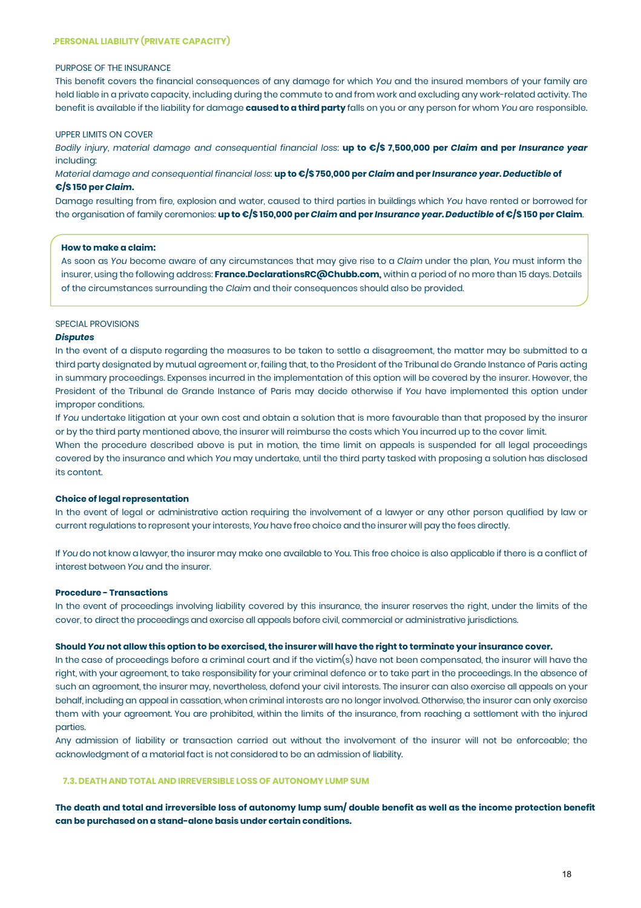## .PERSONAL LIABILITY (PRIVATE CAPACITY)

PURPOSE OF THE INSURANCE

This benefit covers the financial consequences of any damage for which *You* and the insured members of your family are held liable in a private capacity, including during the commute to and from work and excluding any work-related activity. The benefit is available if the liability for damage **caused to a third party** falls on you or any person for whom *You* are responsible.

UPPER LIMITS ON COVER

*Bodily injury*, *material damage and consequential financial loss*: **up to €/$ 7,500,000 per *Claim* and per *Insurance year*** including:

*Material damage and consequential financial loss*: **up to €/$ 750,000 per *Claim* and per *Insurance year*. *Deductible* of €/$ 150 per *Claim*.**

Damage resulting from fire, explosion and water, caused to third parties in buildings which *You* have rented or borrowed for the organisation of family ceremonies: **up to €/$ 150,000 per *Claim* and per *Insurance year*. *Deductible* of €/$ 150 per Claim**.

**How to make a claim:**

As soon as *You* become aware of any circumstances that may give rise to a *Claim* under the plan, *You* must inform the insurer, using the following address: **France.DeclarationsRC@Chubb.com,** within a period of no more than 15 days. Details of the circumstances surrounding the *Claim* and their consequences should also be provided.

SPECIAL PROVISIONS

***Disputes***

In the event of a dispute regarding the measures to be taken to settle a disagreement, the matter may be submitted to a third party designated by mutual agreement or, failing that, to the President of the Tribunal de Grande Instance of Paris acting in summary proceedings. Expenses incurred in the implementation of this option will be covered by the insurer. However, the President of the Tribunal de Grande Instance of Paris may decide otherwise if *You* have implemented this option under improper conditions.

If *You* undertake litigation at your own cost and obtain a solution that is more favourable than that proposed by the insurer or by the third party mentioned above, the insurer will reimburse the costs which You incurred up to the cover limit.

When the procedure described above is put in motion, the time limit on appeals is suspended for all legal proceedings covered by the insurance and which *You* may undertake, until the third party tasked with proposing a solution has disclosed its content.

**Choice of legal representation**

In the event of legal or administrative action requiring the involvement of a lawyer or any other person qualified by law or current regulations to represent your interests, *You* have free choice and the insurer will pay the fees directly.

If *You* do not know a lawyer, the insurer may make one available to You. This free choice is also applicable if there is a conflict of interest between *You* and the insurer.

**Procedure - Transactions**

In the event of proceedings involving liability covered by this insurance, the insurer reserves the right, under the limits of the cover, to direct the proceedings and exercise all appeals before civil, commercial or administrative jurisdictions.

**Should *You* not allow this option to be exercised, the insurer will have the right to terminate your insurance cover.**

In the case of proceedings before a criminal court and if the victim(s) have not been compensated, the insurer will have the right, with your agreement, to take responsibility for your criminal defence or to take part in the proceedings. In the absence of such an agreement, the insurer may, nevertheless, defend your civil interests. The insurer can also exercise all appeals on your behalf, including an appeal in cassation, when criminal interests are no longer involved. Otherwise, the insurer can only exercise them with your agreement. You are prohibited, within the limits of the insurance, from reaching a settlement with the injured parties.

Any admission of liability or transaction carried out without the involvement of the insurer will not be enforceable; the acknowledgment of a material fact is not considered to be an admission of liability.

### 7.3. DEATH AND TOTAL AND IRREVERSIBLE LOSS OF AUTONOMY LUMP SUM

**The death and total and irreversible loss of autonomy lump sum/ double benefit as well as the income protection benefit can be purchased on a stand-alone basis under certain conditions.**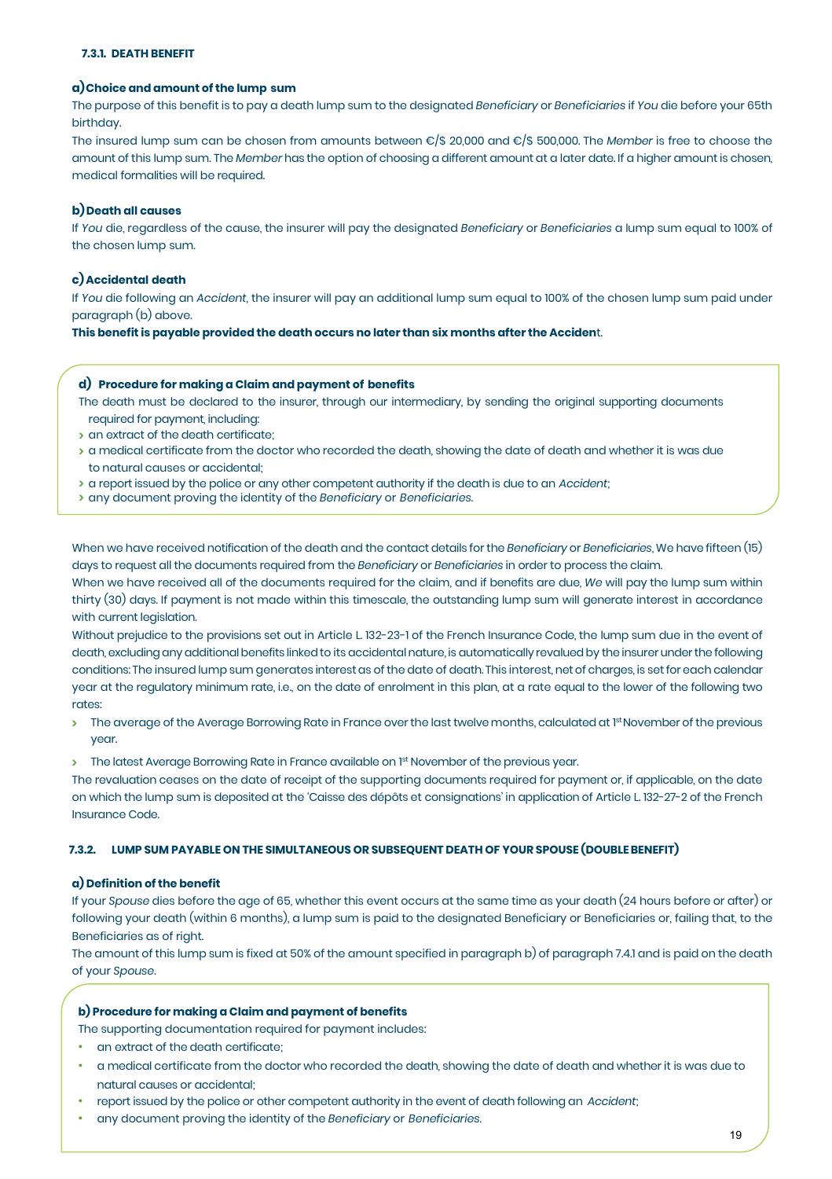#### 7.3.1. DEATH BENEFIT

**a) Choice and amount of the lump sum**

The purpose of this benefit is to pay a death lump sum to the designated *Beneficiary* or *Beneficiaries* if *You* die before your 65th birthday.

The insured lump sum can be chosen from amounts between €/$ 20,000 and €/$ 500,000. The *Member* is free to choose the amount of this lump sum. The *Member* has the option of choosing a different amount at a later date. If a higher amount is chosen, medical formalities will be required.

**b) Death all causes**

If *You* die, regardless of the cause, the insurer will pay the designated *Beneficiary* or *Beneficiaries* a lump sum equal to 100% of the chosen lump sum.

**c) Accidental death**

If *You* die following an *Accident*, the insurer will pay an additional lump sum equal to 100% of the chosen lump sum paid under paragraph (b) above.

**This benefit is payable provided the death occurs no later than six months after the Acciden**t.

**d) Procedure for making a Claim and payment of benefits**

The death must be declared to the insurer, through our intermediary, by sending the original supporting documents required for payment, including:

- an extract of the death certificate;
- a medical certificate from the doctor who recorded the death, showing the date of death and whether it is was due to natural causes or accidental;
- a report issued by the police or any other competent authority if the death is due to an *Accident*;
- any document proving the identity of the *Beneficiary* or *Beneficiaries*.

When we have received notification of the death and the contact details for the *Beneficiary* or *Beneficiaries*, We have fifteen (15) days to request all the documents required from the *Beneficiary* or *Beneficiaries* in order to process the claim.

When we have received all of the documents required for the claim, and if benefits are due, *We* will pay the lump sum within thirty (30) days. If payment is not made within this timescale, the outstanding lump sum will generate interest in accordance with current legislation.

Without prejudice to the provisions set out in Article L. 132-23-1 of the French Insurance Code, the lump sum due in the event of death, excluding any additional benefits linked to its accidental nature, is automatically revalued by the insurer under the following conditions: The insured lump sum generates interest as of the date of death. This interest, net of charges, is set for each calendar year at the regulatory minimum rate, i.e., on the date of enrolment in this plan, at a rate equal to the lower of the following two rates:

- The average of the Average Borrowing Rate in France over the last twelve months, calculated at 1st November of the previous year.
- The latest Average Borrowing Rate in France available on 1st November of the previous year.

The revaluation ceases on the date of receipt of the supporting documents required for payment or, if applicable, on the date on which the lump sum is deposited at the 'Caisse des dépôts et consignations' in application of Article L. 132-27-2 of the French Insurance Code.

#### 7.3.2. LUMP SUM PAYABLE ON THE SIMULTANEOUS OR SUBSEQUENT DEATH OF YOUR SPOUSE (DOUBLE BENEFIT)

**a) Definition of the benefit**

If your *Spouse* dies before the age of 65, whether this event occurs at the same time as your death (24 hours before or after) or following your death (within 6 months), a lump sum is paid to the designated Beneficiary or Beneficiaries or, failing that, to the Beneficiaries as of right.

The amount of this lump sum is fixed at 50% of the amount specified in paragraph b) of paragraph 7.4.1 and is paid on the death of your *Spouse*.

**b) Procedure for making a Claim and payment of benefits**

The supporting documentation required for payment includes:

- an extract of the death certificate;
- a medical certificate from the doctor who recorded the death, showing the date of death and whether it is was due to natural causes or accidental;
- report issued by the police or other competent authority in the event of death following an *Accident*;
- any document proving the identity of the *Beneficiary* or *Beneficiaries*.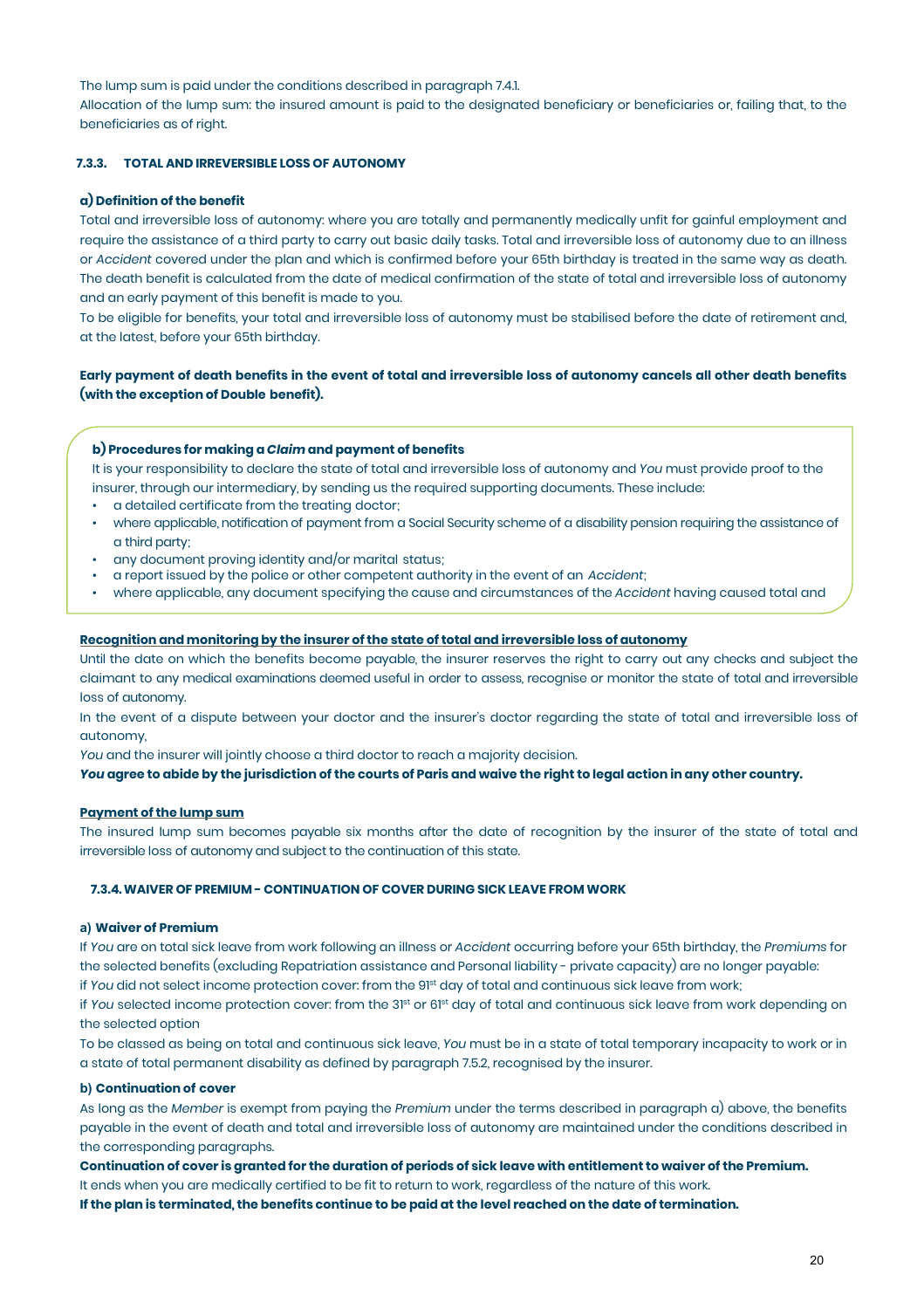The lump sum is paid under the conditions described in paragraph 7.4.1.

Allocation of the lump sum: the insured amount is paid to the designated beneficiary or beneficiaries or, failing that, to the beneficiaries as of right.

### 7.3.3. TOTAL AND IRREVERSIBLE LOSS OF AUTONOMY

#### a) Definition of the benefit

Total and irreversible loss of autonomy: where you are totally and permanently medically unfit for gainful employment and require the assistance of a third party to carry out basic daily tasks. Total and irreversible loss of autonomy due to an illness or *Accident* covered under the plan and which is confirmed before your 65th birthday is treated in the same way as death. The death benefit is calculated from the date of medical confirmation of the state of total and irreversible loss of autonomy and an early payment of this benefit is made to you.

To be eligible for benefits, your total and irreversible loss of autonomy must be stabilised before the date of retirement and, at the latest, before your 65th birthday.

**Early payment of death benefits in the event of total and irreversible loss of autonomy cancels all other death benefits (with the exception of Double benefit).**

#### b) Procedures for making a *Claim* and payment of benefits

It is your responsibility to declare the state of total and irreversible loss of autonomy and *You* must provide proof to the insurer, through our intermediary, by sending us the required supporting documents. These include:

- a detailed certificate from the treating doctor;
- where applicable, notification of payment from a Social Security scheme of a disability pension requiring the assistance of a third party;
- any document proving identity and/or marital status;
- a report issued by the police or other competent authority in the event of an *Accident*;
- where applicable, any document specifying the cause and circumstances of the *Accident* having caused total and

**Recognition and monitoring by the insurer of the state of total and irreversible loss of autonomy**

Until the date on which the benefits become payable, the insurer reserves the right to carry out any checks and subject the claimant to any medical examinations deemed useful in order to assess, recognise or monitor the state of total and irreversible loss of autonomy.

In the event of a dispute between your doctor and the insurer's doctor regarding the state of total and irreversible loss of autonomy,

*You* and the insurer will jointly choose a third doctor to reach a majority decision.

***You* agree to abide by the jurisdiction of the courts of Paris and waive the right to legal action in any other country.**

**Payment of the lump sum**

The insured lump sum becomes payable six months after the date of recognition by the insurer of the state of total and irreversible loss of autonomy and subject to the continuation of this state.

### 7.3.4. WAIVER OF PREMIUM - CONTINUATION OF COVER DURING SICK LEAVE FROM WORK

#### a) Waiver of Premium

If *You* are on total sick leave from work following an illness or *Accident* occurring before your 65th birthday, the *Premiums* for the selected benefits (excluding Repatriation assistance and Personal liability - private capacity) are no longer payable:

if *You* did not select income protection cover: from the 91st day of total and continuous sick leave from work;

if *You* selected income protection cover: from the 31st or 61st day of total and continuous sick leave from work depending on the selected option

To be classed as being on total and continuous sick leave, *You* must be in a state of total temporary incapacity to work or in a state of total permanent disability as defined by paragraph 7.5.2, recognised by the insurer.

#### b) Continuation of cover

As long as the *Member* is exempt from paying the *Premium* under the terms described in paragraph a) above, the benefits payable in the event of death and total and irreversible loss of autonomy are maintained under the conditions described in the corresponding paragraphs.

**Continuation of cover is granted for the duration of periods of sick leave with entitlement to waiver of the Premium.**

It ends when you are medically certified to be fit to return to work, regardless of the nature of this work.

**If the plan is terminated, the benefits continue to be paid at the level reached on the date of termination.**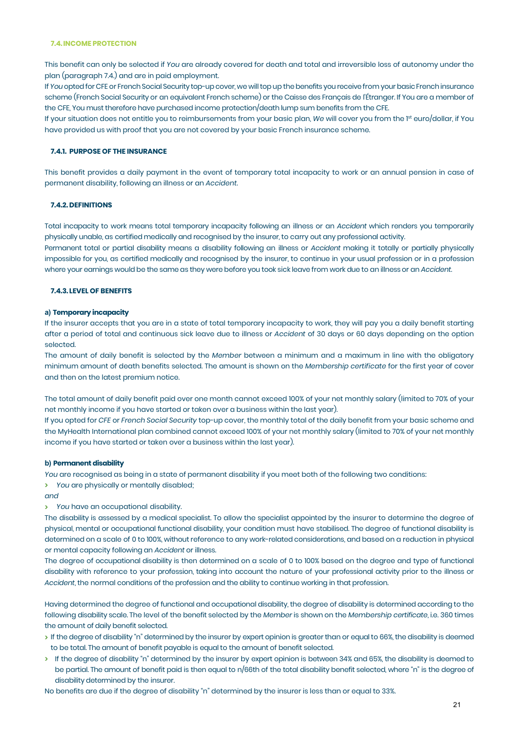### 7.4. INCOME PROTECTION

This benefit can only be selected if *You* are already covered for death and total and irreversible loss of autonomy under the plan (paragraph 7.4.) and are in paid employment.

If *You* opted for CFE or French Social Security top-up cover, we will top up the benefits you receive from your basic French insurance scheme (French Social Security or an equivalent French scheme) or the Caisse des Français de l'Étranger. If You are a member of the CFE, You must therefore have purchased income protection/death lump sum benefits from the CFE.

If your situation does not entitle you to reimbursements from your basic plan, *We* will cover you from the 1st euro/dollar, if You have provided us with proof that you are not covered by your basic French insurance scheme.

#### 7.4.1. PURPOSE OF THE INSURANCE

This benefit provides a daily payment in the event of temporary total incapacity to work or an annual pension in case of permanent disability, following an illness or an *Accident*.

#### 7.4.2. DEFINITIONS

Total incapacity to work means total temporary incapacity following an illness or an *Accident* which renders you temporarily physically unable, as certified medically and recognised by the insurer, to carry out any professional activity.

Permanent total or partial disability means a disability following an illness or *Accident* making it totally or partially physically impossible for you, as certified medically and recognised by the insurer, to continue in your usual profession or in a profession where your earnings would be the same as they were before you took sick leave from work due to an illness or an *Accident*.

#### 7.4.3. LEVEL OF BENEFITS

**a) Temporary incapacity**

If the insurer accepts that you are in a state of total temporary incapacity to work, they will pay you a daily benefit starting after a period of total and continuous sick leave due to illness or *Accident* of 30 days or 60 days depending on the option selected.

The amount of daily benefit is selected by the *Member* between a minimum and a maximum in line with the obligatory minimum amount of death benefits selected. The amount is shown on the *Membership certificate* for the first year of cover and then on the latest premium notice.

The total amount of daily benefit paid over one month cannot exceed 100% of your net monthly salary (limited to 70% of your net monthly income if you have started or taken over a business within the last year).

If you opted for *CFE* or *French Social Security* top-up cover, the monthly total of the daily benefit from your basic scheme and the MyHealth International plan combined cannot exceed 100% of your net monthly salary (limited to 70% of your net monthly income if you have started or taken over a business within the last year).

**b) Permanent disability**

*You* are recognised as being in a state of permanent disability if you meet both of the following two conditions:

- *You* are physically or mentally disabled;

*and*

- *You* have an occupational disability.

The disability is assessed by a medical specialist. To allow the specialist appointed by the insurer to determine the degree of physical, mental or occupational functional disability, your condition must have stabilised. The degree of functional disability is determined on a scale of 0 to 100%, without reference to any work-related considerations, and based on a reduction in physical or mental capacity following an *Accident* or illness.

The degree of occupational disability is then determined on a scale of 0 to 100% based on the degree and type of functional disability with reference to your profession, taking into account the nature of your professional activity prior to the illness or *Accident*, the normal conditions of the profession and the ability to continue working in that profession.

Having determined the degree of functional and occupational disability, the degree of disability is determined according to the following disability scale. The level of the benefit selected by the *Member* is shown on the *Membership certificate*, i.e. 360 times the amount of daily benefit selected.

- If the degree of disability "n" determined by the insurer by expert opinion is greater than or equal to 66%, the disability is deemed to be total. The amount of benefit payable is equal to the amount of benefit selected.
- If the degree of disability "n" determined by the insurer by expert opinion is between 34% and 65%, the disability is deemed to be partial. The amount of benefit paid is then equal to n/66th of the total disability benefit selected, where "n" is the degree of disability determined by the insurer.

No benefits are due if the degree of disability "n" determined by the insurer is less than or equal to 33%.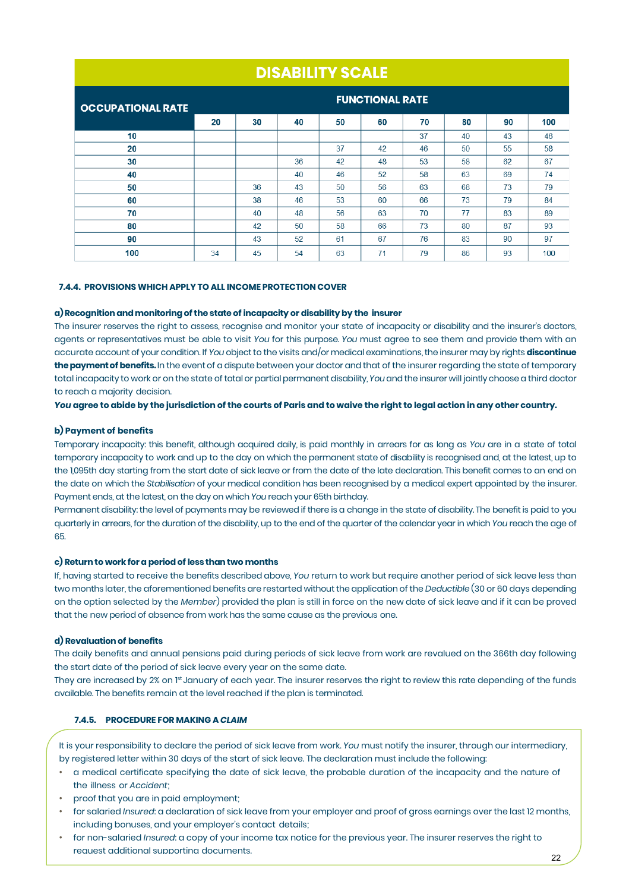## DISABILITY SCALE

| OCCUPATIONAL RATE | FUNCTIONAL RATE | | | | | | | | |
|---|---|---|---|---|---|---|---|---|---|
| | 20 | 30 | 40 | 50 | 60 | 70 | 80 | 90 | 100 |
| 10 | | | | | | 37 | 40 | 43 | 46 |
| 20 | | | | 37 | 42 | 46 | 50 | 55 | 58 |
| 30 | | | 36 | 42 | 48 | 53 | 58 | 62 | 67 |
| 40 | | | 40 | 46 | 52 | 58 | 63 | 69 | 74 |
| 50 | | 36 | 43 | 50 | 56 | 63 | 68 | 73 | 79 |
| 60 | | 38 | 46 | 53 | 60 | 66 | 73 | 79 | 84 |
| 70 | | 40 | 48 | 56 | 63 | 70 | 77 | 83 | 89 |
| 80 | | 42 | 50 | 58 | 66 | 73 | 80 | 87 | 93 |
| 90 | | 43 | 52 | 61 | 67 | 76 | 83 | 90 | 97 |
| 100 | 34 | 45 | 54 | 63 | 71 | 79 | 86 | 93 | 100 |

### 7.4.4. PROVISIONS WHICH APPLY TO ALL INCOME PROTECTION COVER

**a) Recognition and monitoring of the state of incapacity or disability by the insurer**

The insurer reserves the right to assess, recognise and monitor your state of incapacity or disability and the insurer's doctors, agents or representatives must be able to visit *You* for this purpose. *You* must agree to see them and provide them with an accurate account of your condition. If *You* object to the visits and/or medical examinations, the insurer may by rights **discontinue the payment of benefits.** In the event of a dispute between your doctor and that of the insurer regarding the state of temporary total incapacity to work or on the state of total or partial permanent disability, *You* and the insurer will jointly choose a third doctor to reach a majority decision.

***You* agree to abide by the jurisdiction of the courts of Paris and to waive the right to legal action in any other country.**

**b) Payment of benefits**

Temporary incapacity: this benefit, although acquired daily, is paid monthly in arrears for as long as *You* are in a state of total temporary incapacity to work and up to the day on which the permanent state of disability is recognised and, at the latest, up to the 1,095th day starting from the start date of sick leave or from the date of the late declaration. This benefit comes to an end on the date on which the *Stabilisation* of your medical condition has been recognised by a medical expert appointed by the insurer. Payment ends, at the latest, on the day on which *You* reach your 65th birthday.

Permanent disability: the level of payments may be reviewed if there is a change in the state of disability. The benefit is paid to you quarterly in arrears, for the duration of the disability, up to the end of the quarter of the calendar year in which *You* reach the age of 65.

**c) Return to work for a period of less than two months**

If, having started to receive the benefits described above, *You* return to work but require another period of sick leave less than two months later, the aforementioned benefits are restarted without the application of the *Deductible* (30 or 60 days depending on the option selected by the *Member*) provided the plan is still in force on the new date of sick leave and if it can be proved that the new period of absence from work has the same cause as the previous one.

**d) Revaluation of benefits**

The daily benefits and annual pensions paid during periods of sick leave from work are revalued on the 366th day following the start date of the period of sick leave every year on the same date.

They are increased by 2% on 1st January of each year. The insurer reserves the right to review this rate depending of the funds available. The benefits remain at the level reached if the plan is terminated.

### 7.4.5. PROCEDURE FOR MAKING A *CLAIM*

It is your responsibility to declare the period of sick leave from work. *You* must notify the insurer, through our intermediary, by registered letter within 30 days of the start of sick leave. The declaration must include the following:

- a medical certificate specifying the date of sick leave, the probable duration of the incapacity and the nature of the illness or *Accident*;
- proof that you are in paid employment;
- for salaried *Insured*: a declaration of sick leave from your employer and proof of gross earnings over the last 12 months, including bonuses, and your employer's contact details;
- for non-salaried *Insured*: a copy of your income tax notice for the previous year. The insurer reserves the right to request additional supporting documents.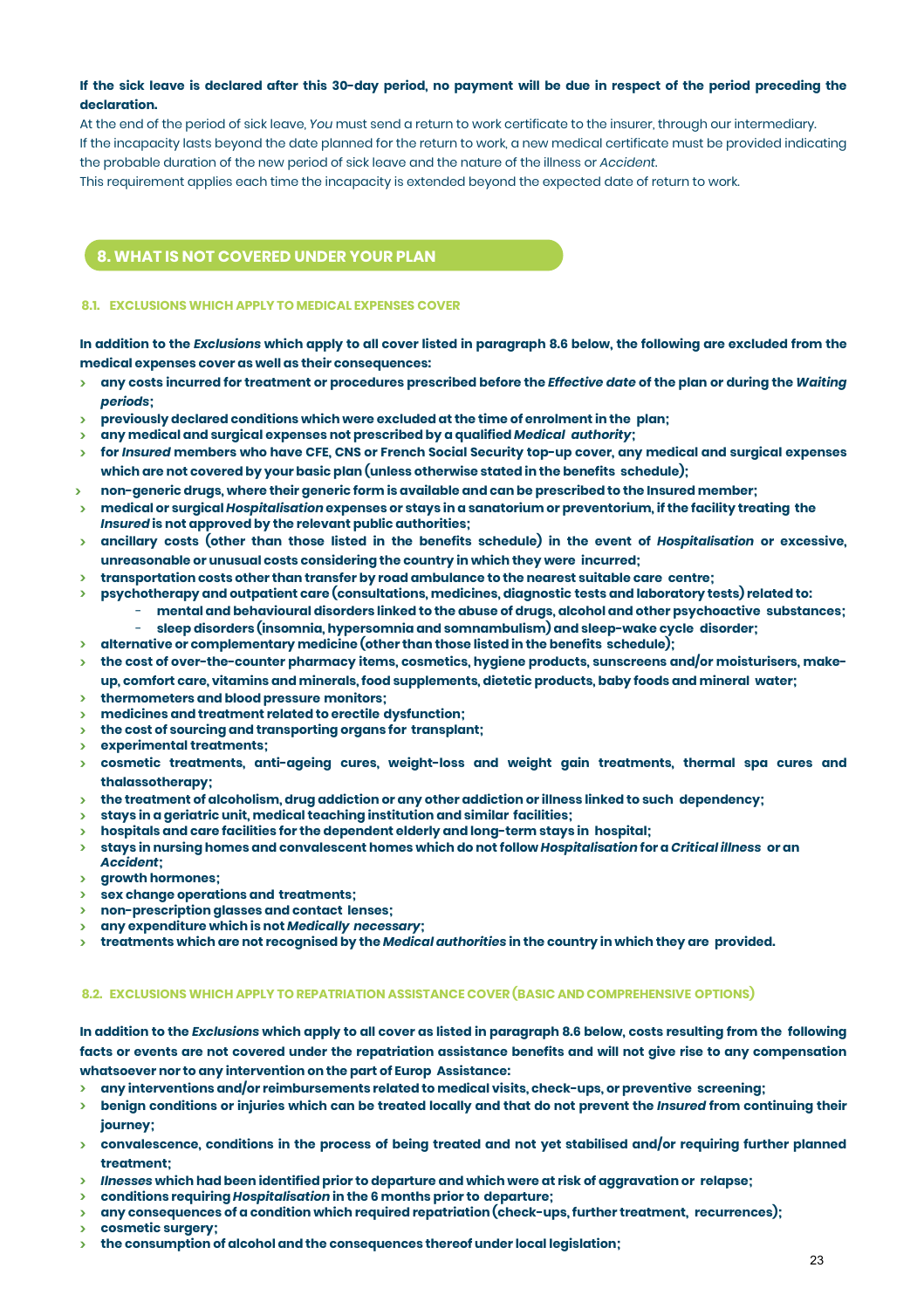**If the sick leave is declared after this 30-day period, no payment will be due in respect of the period preceding the declaration.**

At the end of the period of sick leave, *You* must send a return to work certificate to the insurer, through our intermediary.
If the incapacity lasts beyond the date planned for the return to work, a new medical certificate must be provided indicating the probable duration of the new period of sick leave and the nature of the illness or *Accident*.
This requirement applies each time the incapacity is extended beyond the expected date of return to work.

## 8. WHAT IS NOT COVERED UNDER YOUR PLAN

### 8.1. EXCLUSIONS WHICH APPLY TO MEDICAL EXPENSES COVER

**In addition to the *Exclusions* which apply to all cover listed in paragraph 8.6 below, the following are excluded from the medical expenses cover as well as their consequences:**

- **any costs incurred for treatment or procedures prescribed before the *Effective date* of the plan or during the *Waiting periods*;**
- **previously declared conditions which were excluded at the time of enrolment in the plan;**
- **any medical and surgical expenses not prescribed by a qualified *Medical authority*;**
- **for *Insured* members who have CFE, CNS or French Social Security top-up cover, any medical and surgical expenses which are not covered by your basic plan (unless otherwise stated in the benefits schedule);**
- **non-generic drugs, where their generic form is available and can be prescribed to the Insured member;**
- **medical or surgical *Hospitalisation* expenses or stays in a sanatorium or preventorium, if the facility treating the *Insured* is not approved by the relevant public authorities;**
- **ancillary costs (other than those listed in the benefits schedule) in the event of *Hospitalisation* or excessive, unreasonable or unusual costs considering the country in which they were incurred;**
- **transportation costs other than transfer by road ambulance to the nearest suitable care centre;**
- **psychotherapy and outpatient care (consultations, medicines, diagnostic tests and laboratory tests) related to:**
  - **mental and behavioural disorders linked to the abuse of drugs, alcohol and other psychoactive substances;**
  - **sleep disorders (insomnia, hypersomnia and somnambulism) and sleep-wake cycle disorder;**
- **alternative or complementary medicine (other than those listed in the benefits schedule);**
- **the cost of over-the-counter pharmacy items, cosmetics, hygiene products, sunscreens and/or moisturisers, make-up, comfort care, vitamins and minerals, food supplements, dietetic products, baby foods and mineral water;**
- **thermometers and blood pressure monitors;**
- **medicines and treatment related to erectile dysfunction;**
- **the cost of sourcing and transporting organs for transplant;**
- **experimental treatments;**
- **cosmetic treatments, anti-ageing cures, weight-loss and weight gain treatments, thermal spa cures and thalassotherapy;**
- **the treatment of alcoholism, drug addiction or any other addiction or illness linked to such dependency;**
- **stays in a geriatric unit, medical teaching institution and similar facilities;**
- **hospitals and care facilities for the dependent elderly and long-term stays in hospital;**
- **stays in nursing homes and convalescent homes which do not follow *Hospitalisation* for a *Critical illness* or an *Accident*;**
- **growth hormones;**
- **sex change operations and treatments;**
- **non-prescription glasses and contact lenses;**
- **any expenditure which is not *Medically necessary*;**
- **treatments which are not recognised by the *Medical authorities* in the country in which they are provided.**

### 8.2. EXCLUSIONS WHICH APPLY TO REPATRIATION ASSISTANCE COVER (BASIC AND COMPREHENSIVE OPTIONS)

**In addition to the *Exclusions* which apply to all cover as listed in paragraph 8.6 below, costs resulting from the following facts or events are not covered under the repatriation assistance benefits and will not give rise to any compensation whatsoever nor to any intervention on the part of Europ Assistance:**

- **any interventions and/or reimbursements related to medical visits, check-ups, or preventive screening;**
- **benign conditions or injuries which can be treated locally and that do not prevent the *Insured* from continuing their journey;**
- **convalescence, conditions in the process of being treated and not yet stabilised and/or requiring further planned treatment;**
- ***Ilnesses* which had been identified prior to departure and which were at risk of aggravation or relapse;**
- **conditions requiring *Hospitalisation* in the 6 months prior to departure;**
- **any consequences of a condition which required repatriation (check-ups, further treatment, recurrences);**
- **cosmetic surgery;**
- **the consumption of alcohol and the consequences thereof under local legislation;**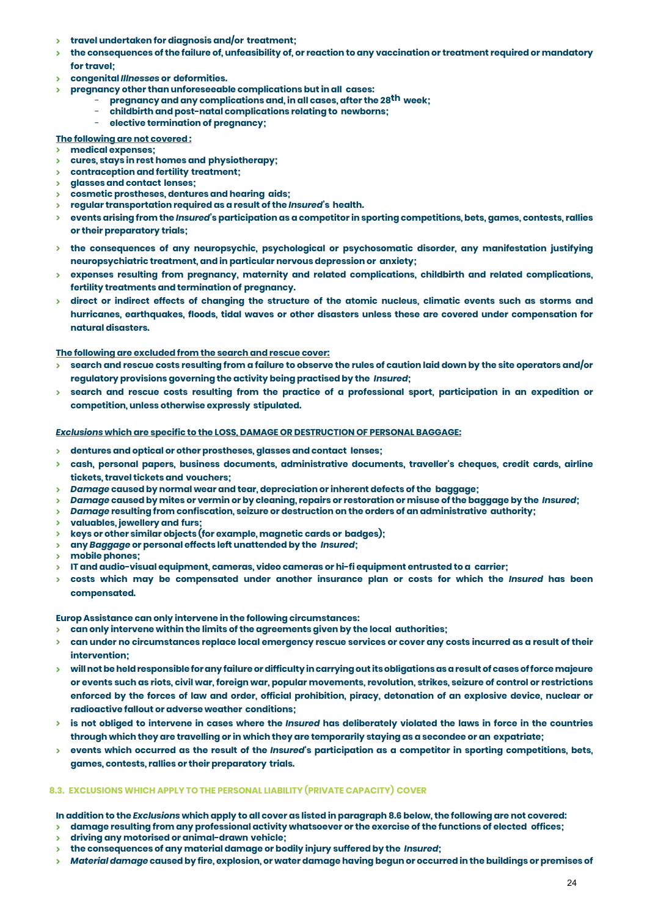- **travel undertaken for diagnosis and/or treatment;**
- **the consequences of the failure of, unfeasibility of, or reaction to any vaccination or treatment required or mandatory for travel;**
- **congenital *Illnesses* or deformities.**
- **pregnancy other than unforeseeable complications but in all cases:**
  - **pregnancy and any complications and, in all cases, after the 28th week;**
  - **childbirth and post-natal complications relating to newborns;**
  - **elective termination of pregnancy;**

**<u>The following are not covered :</u>**

- **medical expenses;**
- **cures, stays in rest homes and physiotherapy;**
- **contraception and fertility treatment;**
- **glasses and contact lenses;**
- **cosmetic prostheses, dentures and hearing aids;**
- **regular transportation required as a result of the *Insured*'s health.**
- **events arising from the *Insured*'s participation as a competitor in sporting competitions, bets, games, contests, rallies or their preparatory trials;**
- **the consequences of any neuropsychic, psychological or psychosomatic disorder, any manifestation justifying neuropsychiatric treatment, and in particular nervous depression or anxiety;**
- **expenses resulting from pregnancy, maternity and related complications, childbirth and related complications, fertility treatments and termination of pregnancy.**
- **direct or indirect effects of changing the structure of the atomic nucleus, climatic events such as storms and hurricanes, earthquakes, floods, tidal waves or other disasters unless these are covered under compensation for natural disasters.**

**<u>The following are excluded from the search and rescue cover:</u>**

- **search and rescue costs resulting from a failure to observe the rules of caution laid down by the site operators and/or regulatory provisions governing the activity being practised by the *Insured*;**
- **search and rescue costs resulting from the practice of a professional sport, participation in an expedition or competition, unless otherwise expressly stipulated.**

**<u>*Exclusions* which are specific to the LOSS, DAMAGE OR DESTRUCTION OF PERSONAL BAGGAGE:</u>**

- **dentures and optical or other prostheses, glasses and contact lenses;**
- **cash, personal papers, business documents, administrative documents, traveller's cheques, credit cards, airline tickets, travel tickets and vouchers;**
- ***Damage* caused by normal wear and tear, depreciation or inherent defects of the baggage;**
- ***Damage* caused by mites or vermin or by cleaning, repairs or restoration or misuse of the baggage by the *Insured*;**
- ***Damage* resulting from confiscation, seizure or destruction on the orders of an administrative authority;**
- **valuables, jewellery and furs;**
- **keys or other similar objects (for example, magnetic cards or badges);**
- **any *Baggage* or personal effects left unattended by the *Insured*;**
- **mobile phones;**
- **IT and audio-visual equipment, cameras, video cameras or hi-fi equipment entrusted to a carrier;**
- **costs which may be compensated under another insurance plan or costs for which the *Insured* has been compensated.**

**Europ Assistance can only intervene in the following circumstances:**

- **can only intervene within the limits of the agreements given by the local authorities;**
- **can under no circumstances replace local emergency rescue services or cover any costs incurred as a result of their intervention;**
- **will not be held responsible for any failure or difficulty in carrying out its obligations as a result of cases of force majeure or events such as riots, civil war, foreign war, popular movements, revolution, strikes, seizure of control or restrictions enforced by the forces of law and order, official prohibition, piracy, detonation of an explosive device, nuclear or radioactive fallout or adverse weather conditions;**
- **is not obliged to intervene in cases where the *Insured* has deliberately violated the laws in force in the countries through which they are travelling or in which they are temporarily staying as a secondee or an expatriate;**
- **events which occurred as the result of the *Insured*'s participation as a competitor in sporting competitions, bets, games, contests, rallies or their preparatory trials.**

### 8.3. EXCLUSIONS WHICH APPLY TO THE PERSONAL LIABILITY (PRIVATE CAPACITY) COVER

**In addition to the *Exclusions* which apply to all cover as listed in paragraph 8.6 below, the following are not covered:**

- **damage resulting from any professional activity whatsoever or the exercise of the functions of elected offices;**
- **driving any motorised or animal-drawn vehicle;**
- **the consequences of any material damage or bodily injury suffered by the *Insured*;**
- ***Material damage* caused by fire, explosion, or water damage having begun or occurred in the buildings or premises of**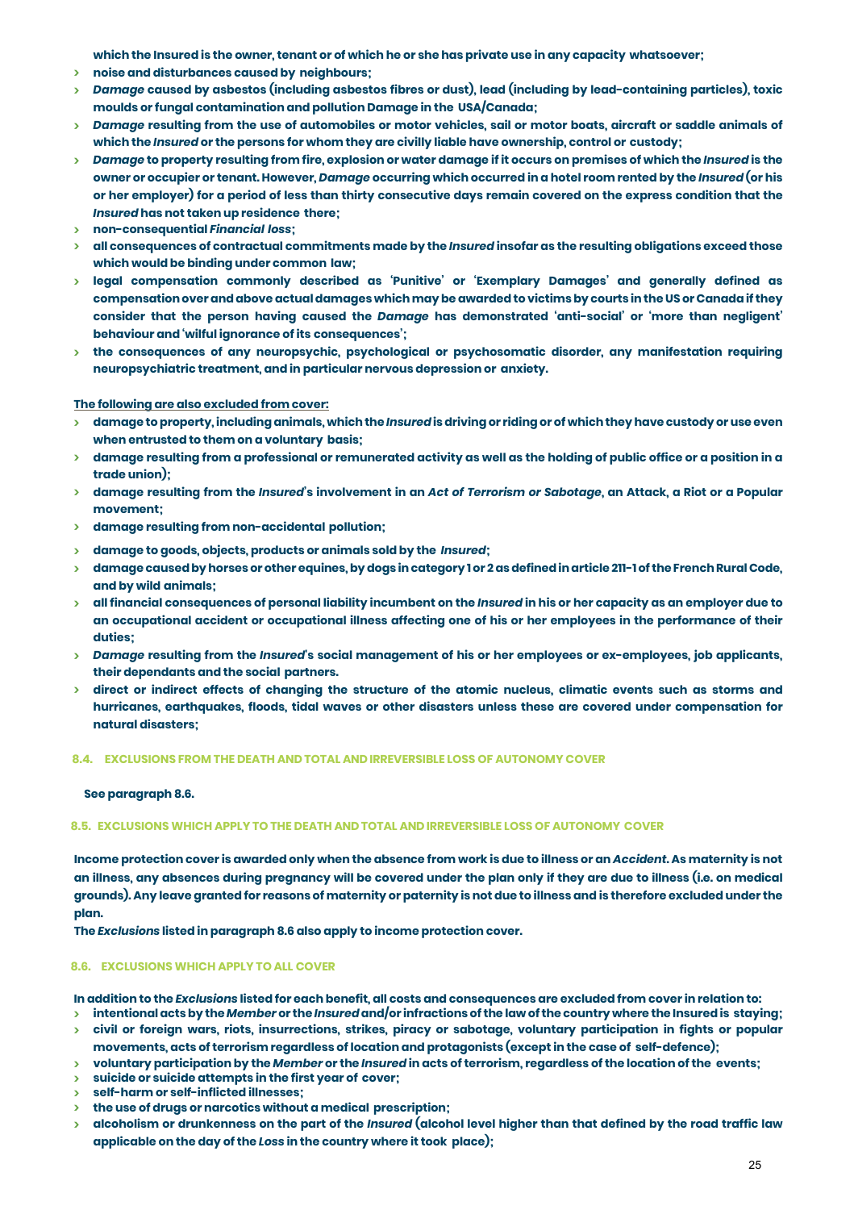**which the Insured is the owner, tenant or of which he or she has private use in any capacity whatsoever;**

- **noise and disturbances caused by neighbours;**
- ***Damage* caused by asbestos (including asbestos fibres or dust), lead (including by lead-containing particles), toxic moulds or fungal contamination and pollution Damage in the USA/Canada;**
- ***Damage* resulting from the use of automobiles or motor vehicles, sail or motor boats, aircraft or saddle animals of which the *Insured* or the persons for whom they are civilly liable have ownership, control or custody;**
- ***Damage* to property resulting from fire, explosion or water damage if it occurs on premises of which the *Insured* is the owner or occupier or tenant. However, *Damage* occurring which occurred in a hotel room rented by the *Insured* (or his or her employer) for a period of less than thirty consecutive days remain covered on the express condition that the *Insured* has not taken up residence there;**
- **non-consequential *Financial loss*;**
- **all consequences of contractual commitments made by the *Insured* insofar as the resulting obligations exceed those which would be binding under common law;**
- **legal compensation commonly described as 'Punitive' or 'Exemplary Damages' and generally defined as compensation over and above actual damages which may be awarded to victims by courts in the US or Canada if they consider that the person having caused the *Damage* has demonstrated 'anti-social' or 'more than negligent' behaviour and 'wilful ignorance of its consequences';**
- **the consequences of any neuropsychic, psychological or psychosomatic disorder, any manifestation requiring neuropsychiatric treatment, and in particular nervous depression or anxiety.**

**<u>The following are also excluded from cover:</u>**

- **damage to property, including animals, which the *Insured* is driving or riding or of which they have custody or use even when entrusted to them on a voluntary basis;**
- **damage resulting from a professional or remunerated activity as well as the holding of public office or a position in a trade union);**
- **damage resulting from the *Insured*'s involvement in an *Act of Terrorism or Sabotage*, an Attack, a Riot or a Popular movement;**
- **damage resulting from non-accidental pollution;**
- **damage to goods, objects, products or animals sold by the *Insured*;**
- **damage caused by horses or other equines, by dogs in category 1 or 2 as defined in article 211-1 of the French Rural Code, and by wild animals;**
- **all financial consequences of personal liability incumbent on the *Insured* in his or her capacity as an employer due to an occupational accident or occupational illness affecting one of his or her employees in the performance of their duties;**
- ***Damage* resulting from the *Insured*'s social management of his or her employees or ex-employees, job applicants, their dependants and the social partners.**
- **direct or indirect effects of changing the structure of the atomic nucleus, climatic events such as storms and hurricanes, earthquakes, floods, tidal waves or other disasters unless these are covered under compensation for natural disasters;**

### 8.4. EXCLUSIONS FROM THE DEATH AND TOTAL AND IRREVERSIBLE LOSS OF AUTONOMY COVER

**See paragraph 8.6.**

### 8.5. EXCLUSIONS WHICH APPLY TO THE DEATH AND TOTAL AND IRREVERSIBLE LOSS OF AUTONOMY COVER

**Income protection cover is awarded only when the absence from work is due to illness or an *Accident*. As maternity is not an illness, any absences during pregnancy will be covered under the plan only if they are due to illness (i.e. on medical grounds). Any leave granted for reasons of maternity or paternity is not due to illness and is therefore excluded under the plan.**

**The *Exclusions* listed in paragraph 8.6 also apply to income protection cover.**

### 8.6. EXCLUSIONS WHICH APPLY TO ALL COVER

**In addition to the *Exclusions* listed for each benefit, all costs and consequences are excluded from cover in relation to:**

- **intentional acts by the *Member* or the *Insured* and/or infractions of the law of the country where the Insured is staying;**
- **civil or foreign wars, riots, insurrections, strikes, piracy or sabotage, voluntary participation in fights or popular movements, acts of terrorism regardless of location and protagonists (except in the case of self-defence);**
- **voluntary participation by the *Member* or the *Insured* in acts of terrorism, regardless of the location of the events;**
- **suicide or suicide attempts in the first year of cover;**
- **self-harm or self-inflicted illnesses;**
- **the use of drugs or narcotics without a medical prescription;**
- **alcoholism or drunkenness on the part of the *Insured* (alcohol level higher than that defined by the road traffic law applicable on the day of the *Loss* in the country where it took place);**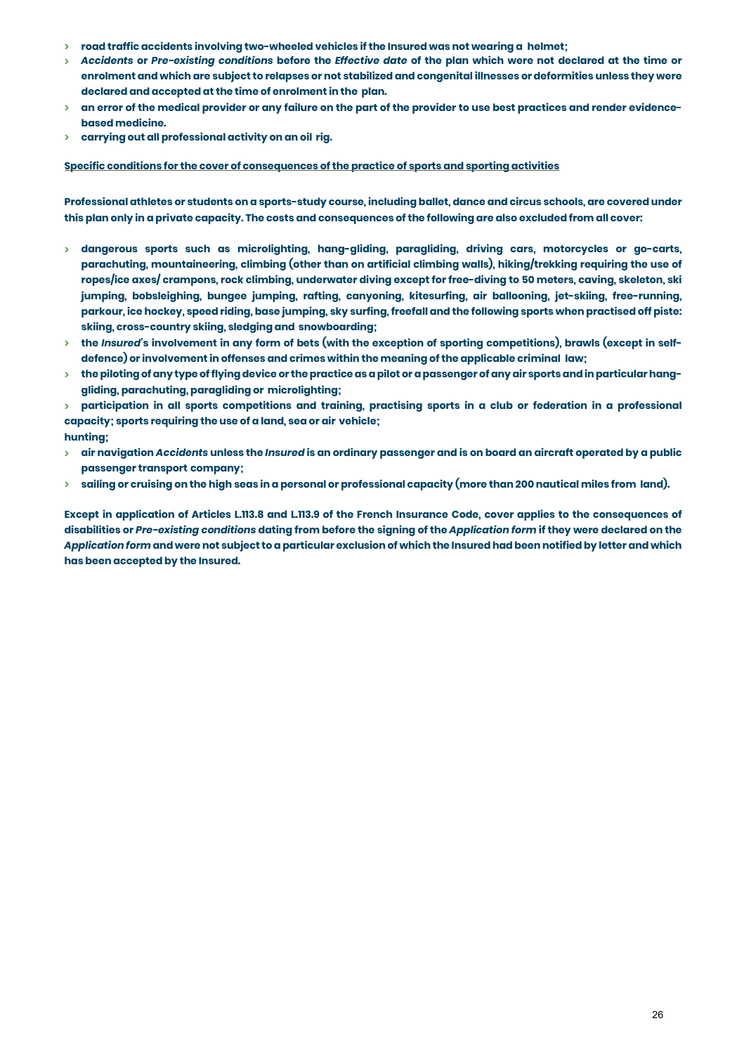- **road traffic accidents involving two-wheeled vehicles if the Insured was not wearing a helmet;**
- ***Accidents* or *Pre-existing conditions* before the *Effective date* of the plan which were not declared at the time or enrolment and which are subject to relapses or not stabilized and congenital illnesses or deformities unless they were declared and accepted at the time of enrolment in the plan.**
- **an error of the medical provider or any failure on the part of the provider to use best practices and render evidence-based medicine.**
- **carrying out all professional activity on an oil rig.**

**Specific conditions for the cover of consequences of the practice of sports and sporting activities**

**Professional athletes or students on a sports-study course, including ballet, dance and circus schools, are covered under this plan only in a private capacity. The costs and consequences of the following are also excluded from all cover:**

- **dangerous sports such as microlighting, hang-gliding, paragliding, driving cars, motorcycles or go-carts, parachuting, mountaineering, climbing (other than on artificial climbing walls), hiking/trekking requiring the use of ropes/ice axes/ crampons, rock climbing, underwater diving except for free-diving to 50 meters, caving, skeleton, ski jumping, bobsleighing, bungee jumping, rafting, canyoning, kitesurfing, air ballooning, jet-skiing, free-running, parkour, ice hockey, speed riding, base jumping, sky surfing, freefall and the following sports when practised off piste: skiing, cross-country skiing, sledging and snowboarding;**
- **the *Insured*'s involvement in any form of bets (with the exception of sporting competitions), brawls (except in self-defence) or involvement in offenses and crimes within the meaning of the applicable criminal law;**
- **the piloting of any type of flying device or the practice as a pilot or a passenger of any air sports and in particular hang-gliding, parachuting, paragliding or microlighting;**
- **participation in all sports competitions and training, practising sports in a club or federation in a professional capacity; sports requiring the use of a land, sea or air vehicle;**

**hunting;**

- **air navigation *Accidents* unless the *Insured* is an ordinary passenger and is on board an aircraft operated by a public passenger transport company;**
- **sailing or cruising on the high seas in a personal or professional capacity (more than 200 nautical miles from land).**

**Except in application of Articles L.113.8 and L.113.9 of the French Insurance Code, cover applies to the consequences of disabilities or *Pre-existing conditions* dating from before the signing of the *Application form* if they were declared on the *Application form* and were not subject to a particular exclusion of which the Insured had been notified by letter and which has been accepted by the Insured.**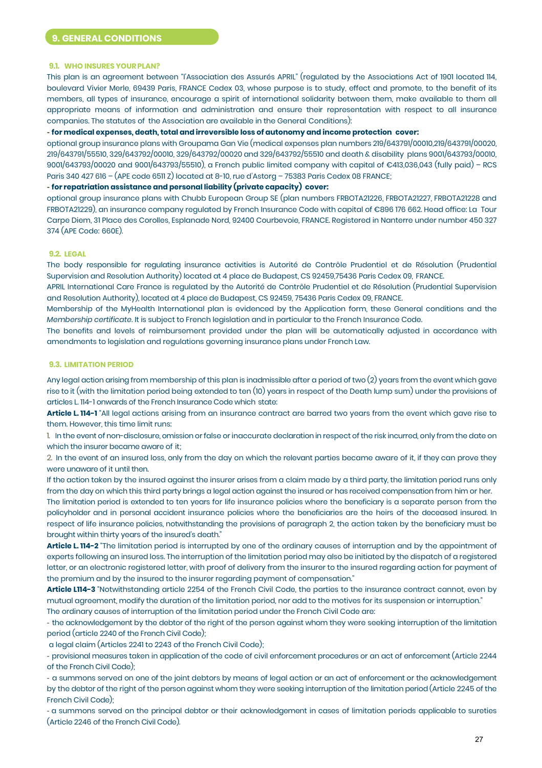## 9. GENERAL CONDITIONS

### 9.1. WHO INSURES YOUR PLAN?

This plan is an agreement between "l'Association des Assurés APRIL" (regulated by the Associations Act of 1901 located 114, boulevard Vivier Merle, 69439 Paris, FRANCE Cedex 03, whose purpose is to study, effect and promote, to the benefit of its members, all types of insurance, encourage a spirit of international solidarity between them, make available to them all appropriate means of information and administration and ensure their representation with respect to all insurance companies. The statutes of the Association are available in the General Conditions):

**- for medical expenses, death, total and irreversible loss of autonomy and income protection cover:**

optional group insurance plans with Groupama Gan Vie (medical expenses plan numbers 219/643791/00010,219/643791/00020, 219/643791/55510, 329/643792/00010, 329/643792/00020 and 329/643792/55510 and death & disability plans 9001/643793/00010, 9001/643793/00020 and 9001/643793/55510), a French public limited company with capital of €413,036,043 (fully paid) – RCS Paris 340 427 616 – (APE code 6511 Z) located at 8-10, rue d'Astorg – 75383 Paris Cedex 08 FRANCE;

**- for repatriation assistance and personal liability (private capacity) cover:**

optional group insurance plans with Chubb European Group SE (plan numbers FRBOTA21226, FRBOTA21227, FRBOTA21228 and FRBOTA21229), an insurance company regulated by French Insurance Code with capital of €896 176 662. Head office: La Tour Carpe Diem, 31 Place des Corolles, Esplanade Nord, 92400 Courbevoie, FRANCE. Registered in Nanterre under number 450 327 374 (APE Code: 660E).

### 9.2. LEGAL

The body responsible for regulating insurance activities is Autorité de Contrôle Prudentiel et de Résolution (Prudential Supervision and Resolution Authority) located at 4 place de Budapest, CS 92459,75436 Paris Cedex 09, FRANCE.

APRIL International Care France is regulated by the Autorité de Contrôle Prudentiel et de Résolution (Prudential Supervision and Resolution Authority), located at 4 place de Budapest, CS 92459, 75436 Paris Cedex 09, FRANCE.

Membership of the MyHealth International plan is evidenced by the Application form, these General conditions and the *Membership certificate*. It is subject to French legislation and in particular to the French Insurance Code.

The benefits and levels of reimbursement provided under the plan will be automatically adjusted in accordance with amendments to legislation and regulations governing insurance plans under French Law.

### 9.3. LIMITATION PERIOD

Any legal action arising from membership of this plan is inadmissible after a period of two (2) years from the event which gave rise to it (with the limitation period being extended to ten (10) years in respect of the Death lump sum) under the provisions of articles L. 114-1 onwards of the French Insurance Code which state:

**Article L. 114-1** "All legal actions arising from an insurance contract are barred two years from the event which gave rise to them. However, this time limit runs:

1. In the event of non-disclosure, omission or false or inaccurate declaration in respect of the risk incurred, only from the date on which the insurer became aware of it;
2. In the event of an insured loss, only from the day on which the relevant parties became aware of it, if they can prove they were unaware of it until then.

If the action taken by the insured against the insurer arises from a claim made by a third party, the limitation period runs only from the day on which this third party brings a legal action against the insured or has received compensation from him or her.

The limitation period is extended to ten years for life insurance policies where the beneficiary is a separate person from the policyholder and in personal accident insurance policies where the beneficiaries are the heirs of the deceased insured. In respect of life insurance policies, notwithstanding the provisions of paragraph 2, the action taken by the beneficiary must be brought within thirty years of the insured's death."

**Article L. 114-2** "The limitation period is interrupted by one of the ordinary causes of interruption and by the appointment of experts following an insured loss. The interruption of the limitation period may also be initiated by the dispatch of a registered letter, or an electronic registered letter, with proof of delivery from the insurer to the insured regarding action for payment of the premium and by the insured to the insurer regarding payment of compensation."

**Article L114-3** "Notwithstanding article 2254 of the French Civil Code, the parties to the insurance contract cannot, even by mutual agreement, modify the duration of the limitation period, nor add to the motives for its suspension or interruption."

The ordinary causes of interruption of the limitation period under the French Civil Code are:

- the acknowledgement by the debtor of the right of the person against whom they were seeking interruption of the limitation period (article 2240 of the French Civil Code);
- a legal claim (Articles 2241 to 2243 of the French Civil Code);
- provisional measures taken in application of the code of civil enforcement procedures or an act of enforcement (Article 2244 of the French Civil Code);
- a summons served on one of the joint debtors by means of legal action or an act of enforcement or the acknowledgement by the debtor of the right of the person against whom they were seeking interruption of the limitation period (Article 2245 of the French Civil Code);
- a summons served on the principal debtor or their acknowledgement in cases of limitation periods applicable to sureties (Article 2246 of the French Civil Code).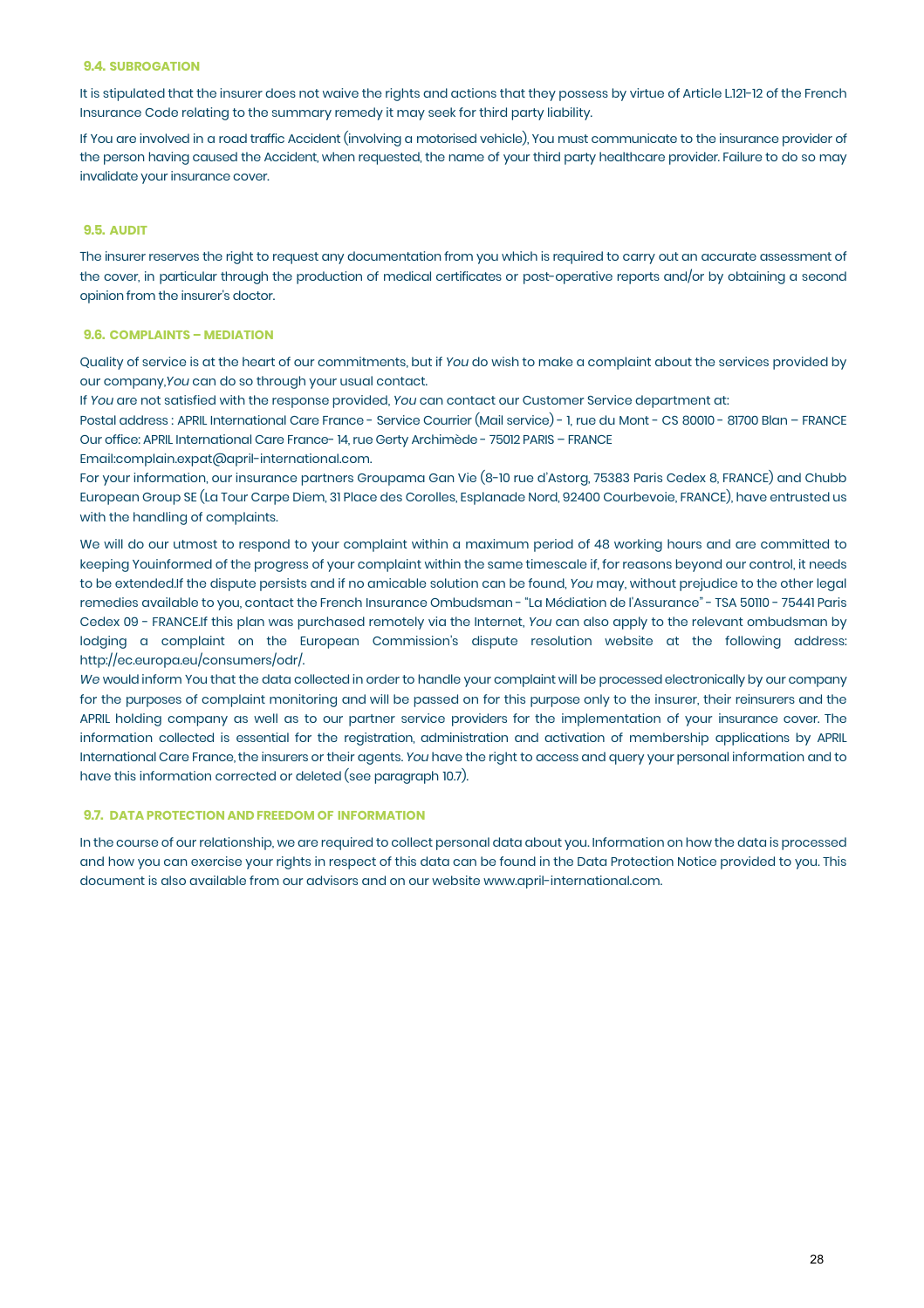### 9.4. SUBROGATION

It is stipulated that the insurer does not waive the rights and actions that they possess by virtue of Article L.121-12 of the French Insurance Code relating to the summary remedy it may seek for third party liability.

If You are involved in a road traffic Accident (involving a motorised vehicle), You must communicate to the insurance provider of the person having caused the Accident, when requested, the name of your third party healthcare provider. Failure to do so may invalidate your insurance cover.

### 9.5. AUDIT

The insurer reserves the right to request any documentation from you which is required to carry out an accurate assessment of the cover, in particular through the production of medical certificates or post-operative reports and/or by obtaining a second opinion from the insurer's doctor.

### 9.6. COMPLAINTS – MEDIATION

Quality of service is at the heart of our commitments, but if *You* do wish to make a complaint about the services provided by our company,*You* can do so through your usual contact.

If *You* are not satisfied with the response provided, *You* can contact our Customer Service department at:

Postal address : APRIL International Care France - Service Courrier (Mail service) - 1, rue du Mont - CS 80010 - 81700 Blan – FRANCE

Our office: APRIL International Care France- 14, rue Gerty Archimède - 75012 PARIS – FRANCE

Email:complain.expat@april-international.com.

For your information, our insurance partners Groupama Gan Vie (8-10 rue d'Astorg, 75383 Paris Cedex 8, FRANCE) and Chubb European Group SE (La Tour Carpe Diem, 31 Place des Corolles, Esplanade Nord, 92400 Courbevoie, FRANCE), have entrusted us with the handling of complaints.

We will do our utmost to respond to your complaint within a maximum period of 48 working hours and are committed to keeping Youinformed of the progress of your complaint within the same timescale if, for reasons beyond our control, it needs to be extended.If the dispute persists and if no amicable solution can be found, *You* may, without prejudice to the other legal remedies available to you, contact the French Insurance Ombudsman - "La Médiation de l'Assurance" - TSA 50110 - 75441 Paris Cedex 09 - FRANCE.If this plan was purchased remotely via the Internet, *You* can also apply to the relevant ombudsman by lodging a complaint on the European Commission's dispute resolution website at the following address: http://ec.europa.eu/consumers/odr/.

*We* would inform You that the data collected in order to handle your complaint will be processed electronically by our company for the purposes of complaint monitoring and will be passed on for this purpose only to the insurer, their reinsurers and the APRIL holding company as well as to our partner service providers for the implementation of your insurance cover. The information collected is essential for the registration, administration and activation of membership applications by APRIL International Care France, the insurers or their agents. *You* have the right to access and query your personal information and to have this information corrected or deleted (see paragraph 10.7).

### 9.7. DATA PROTECTION AND FREEDOM OF INFORMATION

In the course of our relationship, we are required to collect personal data about you. Information on how the data is processed and how you can exercise your rights in respect of this data can be found in the Data Protection Notice provided to you. This document is also available from our advisors and on our website www.april-international.com.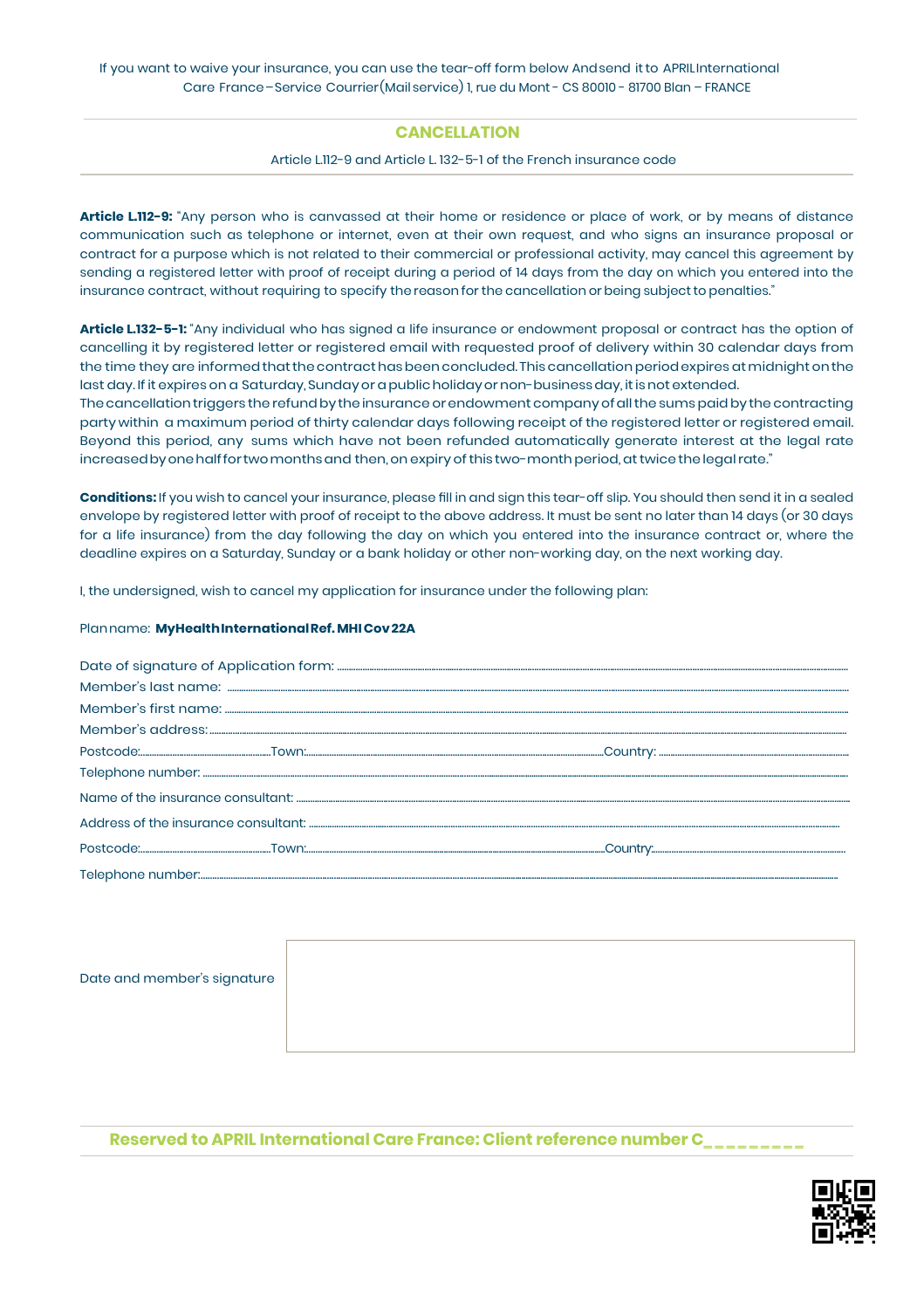If you want to waive your insurance, you can use the tear-off form below And send it to APRIL International Care France – Service Courrier (Mail service) 1, rue du Mont - CS 80010 - 81700 Blan – FRANCE

## CANCELLATION

Article L.112-9 and Article L. 132-5-1 of the French insurance code

**Article L.112-9:** "Any person who is canvassed at their home or residence or place of work, or by means of distance communication such as telephone or internet, even at their own request, and who signs an insurance proposal or contract for a purpose which is not related to their commercial or professional activity, may cancel this agreement by sending a registered letter with proof of receipt during a period of 14 days from the day on which you entered into the insurance contract, without requiring to specify the reason for the cancellation or being subject to penalties."

**Article L.132-5-1:** "Any individual who has signed a life insurance or endowment proposal or contract has the option of cancelling it by registered letter or registered email with requested proof of delivery within 30 calendar days from the time they are informed that the contract has been concluded. This cancellation period expires at midnight on the last day. If it expires on a Saturday, Sunday or a public holiday or non-business day, it is not extended.
The cancellation triggers the refund by the insurance or endowment company of all the sums paid by the contracting party within a maximum period of thirty calendar days following receipt of the registered letter or registered email. Beyond this period, any sums which have not been refunded automatically generate interest at the legal rate increased by one half for two months and then, on expiry of this two-month period, at twice the legal rate."

**Conditions:** If you wish to cancel your insurance, please fill in and sign this tear-off slip. You should then send it in a sealed envelope by registered letter with proof of receipt to the above address. It must be sent no later than 14 days (or 30 days for a life insurance) from the day following the day on which you entered into the insurance contract or, where the deadline expires on a Saturday, Sunday or a bank holiday or other non-working day, on the next working day.

I, the undersigned, wish to cancel my application for insurance under the following plan:

Plan name: **MyHealth International Ref. MHI Cov 22A**

Date of signature of Application form: ..............................

Member's last name: ..............................

Member's first name: ..............................

Member's address: ..............................

Postcode: .................... Town: .................... Country: ....................

Telephone number: ..............................

Name of the insurance consultant: ..............................

Address of the insurance consultant: ..............................

Postcode: .................... Town: .................... Country: ....................

Telephone number: ..............................

Date and member's signature

**Reserved to APRIL International Care France: Client reference number C________**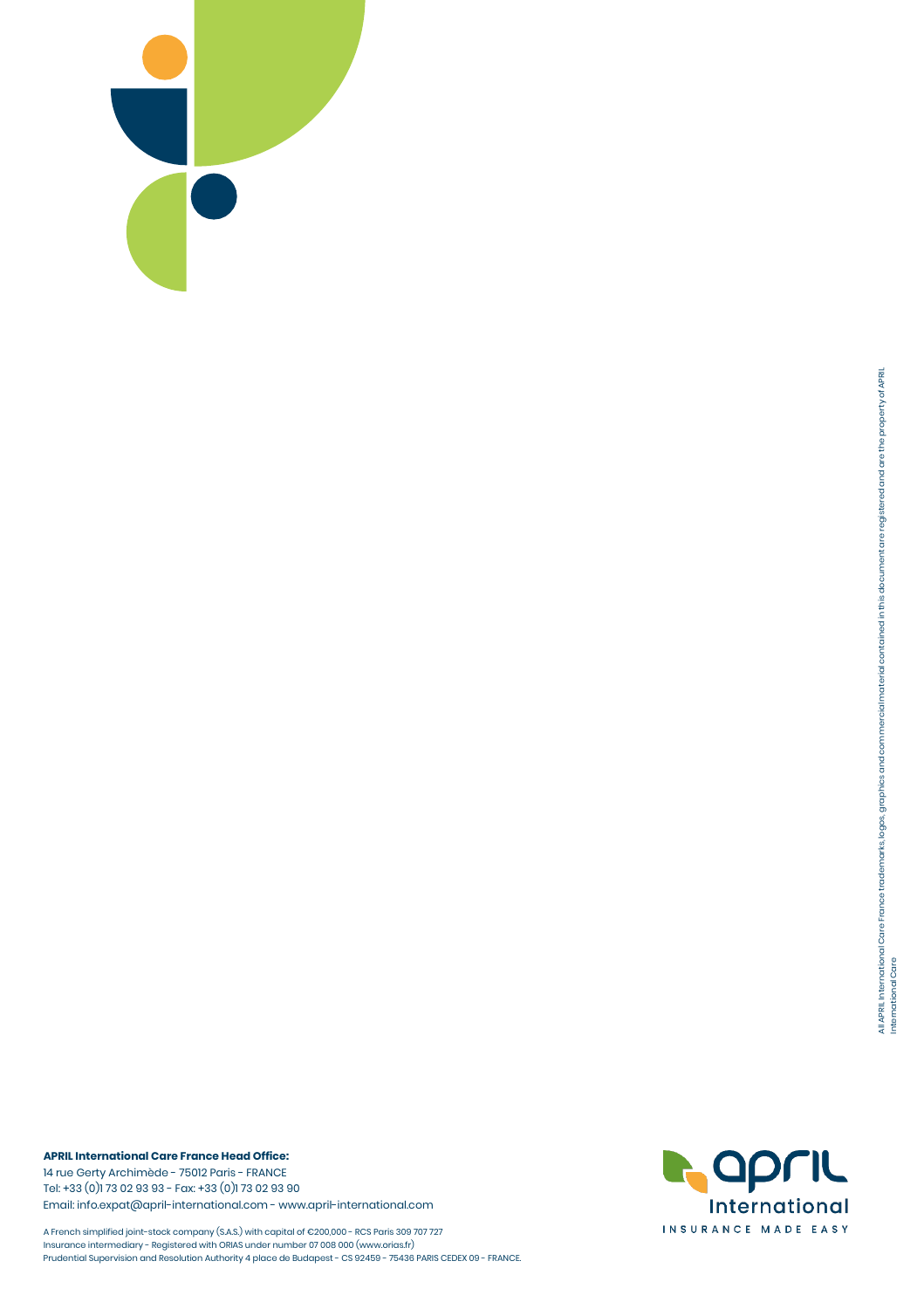All APRIL International Care France trademarks, logos, graphics and commercial material contained in this document are registered and are the property of APRIL International Care

**APRIL International Care France Head Office:**
14 rue Gerty Archimède - 75012 Paris - FRANCE
Tel: +33 (0)1 73 02 93 93 - Fax: +33 (0)1 73 02 93 90
Email: info.expat@april-international.com - www.april-international.com

A French simplified joint-stock company (S.A.S.) with capital of €200,000 - RCS Paris 309 707 727
Insurance intermediary - Registered with ORIAS under number 07 008 000 (www.orias.fr)
Prudential Supervision and Resolution Authority 4 place de Budapest - CS 92459 - 75436 PARIS CEDEX 09 - FRANCE.

april
International
INSURANCE MADE EASY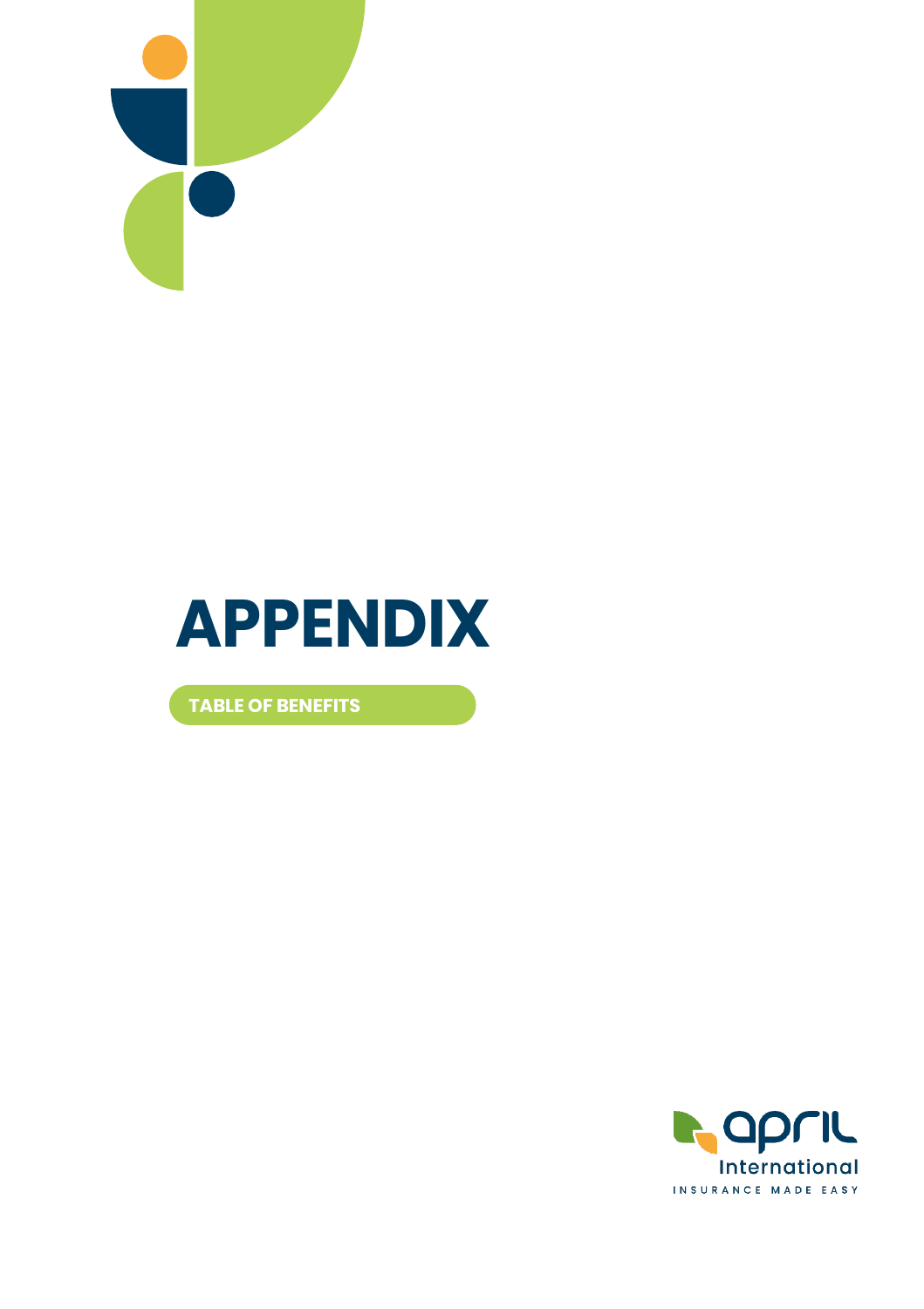# APPENDIX

**TABLE OF BENEFITS**

april International

INSURANCE MADE EASY